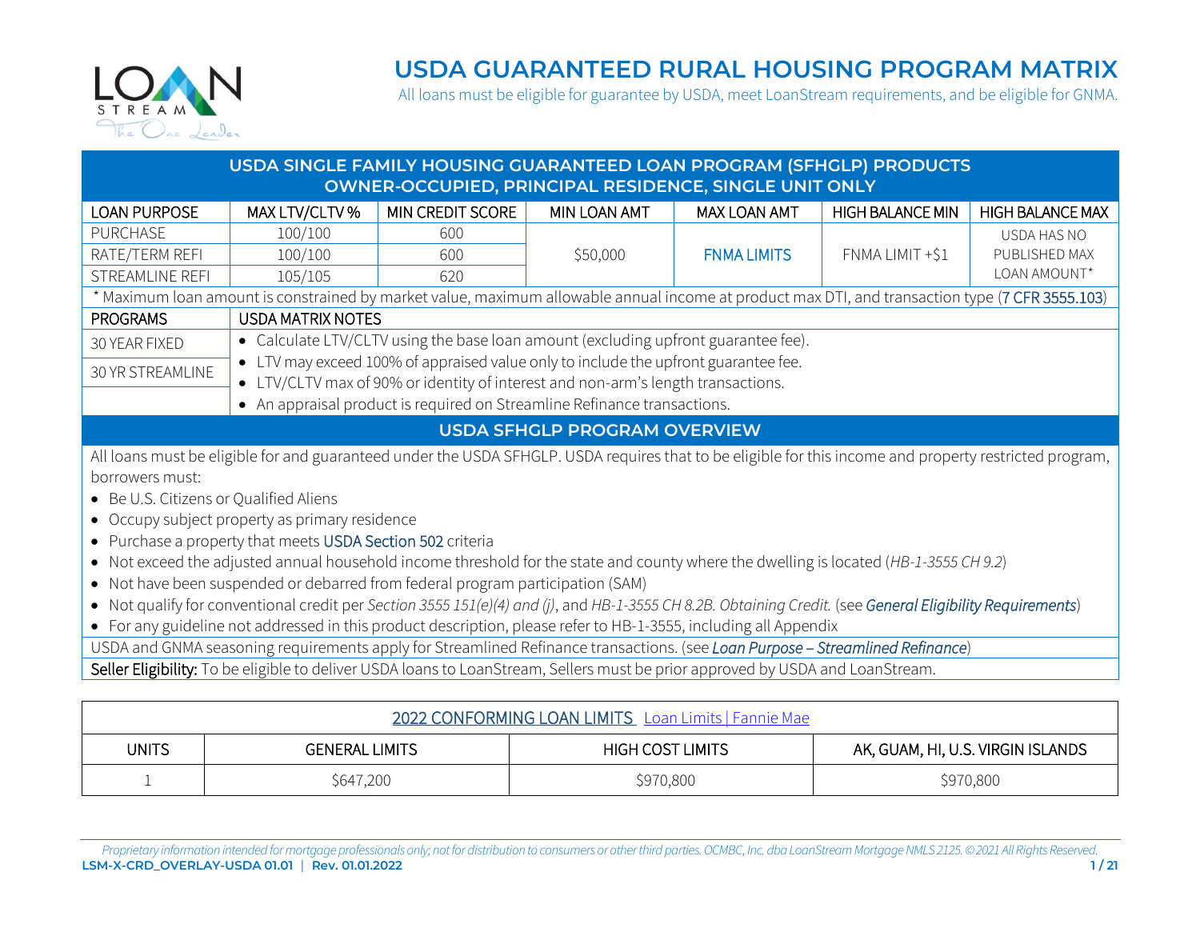# USDA GUARANTEED RURAL HOUSING PROGRAM MATRIX

All loans must be eligible for guarantee by USDA, meet LoanStream requirements, and be eligible for GNMA.

## USDA SINGLE FAMILY HOUSING GUARANTEED LOAN PROGRAM (SFHGLP) PRODUCTS
## OWNER-OCCUPIED, PRINCIPAL RESIDENCE, SINGLE UNIT ONLY

| LOAN PURPOSE | MAX LTV/CLTV % | MIN CREDIT SCORE | MIN LOAN AMT | MAX LOAN AMT | HIGH BALANCE MIN | HIGH BALANCE MAX |
|---|---|---|---|---|---|---|
| PURCHASE | 100/100 | 600 | $50,000 | FNMA LIMITS | FNMA LIMIT +$1 | USDA HAS NO PUBLISHED MAX LOAN AMOUNT* |
| RATE/TERM REFI | 100/100 | 600 | | | | |
| STREAMLINE REFI | 105/105 | 620 | | | | |

\* Maximum loan amount is constrained by market value, maximum allowable annual income at product max DTI, and transaction type (7 CFR 3555.103)

| PROGRAMS | USDA MATRIX NOTES |
|---|---|
| 30 YEAR FIXED | • Calculate LTV/CLTV using the base loan amount (excluding upfront guarantee fee).<br>• LTV may exceed 100% of appraised value only to include the upfront guarantee fee.<br>• LTV/CLTV max of 90% or identity of interest and non-arm's length transactions.<br>• An appraisal product is required on Streamline Refinance transactions. |
| 30 YR STREAMLINE | |

## USDA SFHGLP PROGRAM OVERVIEW

All loans must be eligible for and guaranteed under the USDA SFHGLP. USDA requires that to be eligible for this income and property restricted program, borrowers must:

- Be U.S. Citizens or Qualified Aliens
- Occupy subject property as primary residence
- Purchase a property that meets USDA Section 502 criteria
- Not exceed the adjusted annual household income threshold for the state and county where the dwelling is located (*HB-1-3555 CH 9.2*)
- Not have been suspended or debarred from federal program participation (SAM)
- Not qualify for conventional credit per *Section 3555 151(e)(4) and (j)*, and *HB-1-3555 CH 8.2B. Obtaining Credit.* (see ***General Eligibility Requirements***)
- For any guideline not addressed in this product description, please refer to HB-1-3555, including all Appendix

USDA and GNMA seasoning requirements apply for Streamlined Refinance transactions. (see ***Loan Purpose – Streamlined Refinance***)

**Seller Eligibility:** To be eligible to deliver USDA loans to LoanStream, Sellers must be prior approved by USDA and LoanStream.

| 2022 CONFORMING LOAN LIMITS Loan Limits \| Fannie Mae | | | |
|---|---|---|---|
| UNITS | GENERAL LIMITS | HIGH COST LIMITS | AK, GUAM, HI, U.S. VIRGIN ISLANDS |
| 1 | $647,200 | $970,800 | $970,800 |

*Proprietary information intended for mortgage professionals only; not for distribution to consumers or other third parties. OCMBC, Inc. dba LoanStream Mortgage NMLS 2125. © 2021 All Rights Reserved.*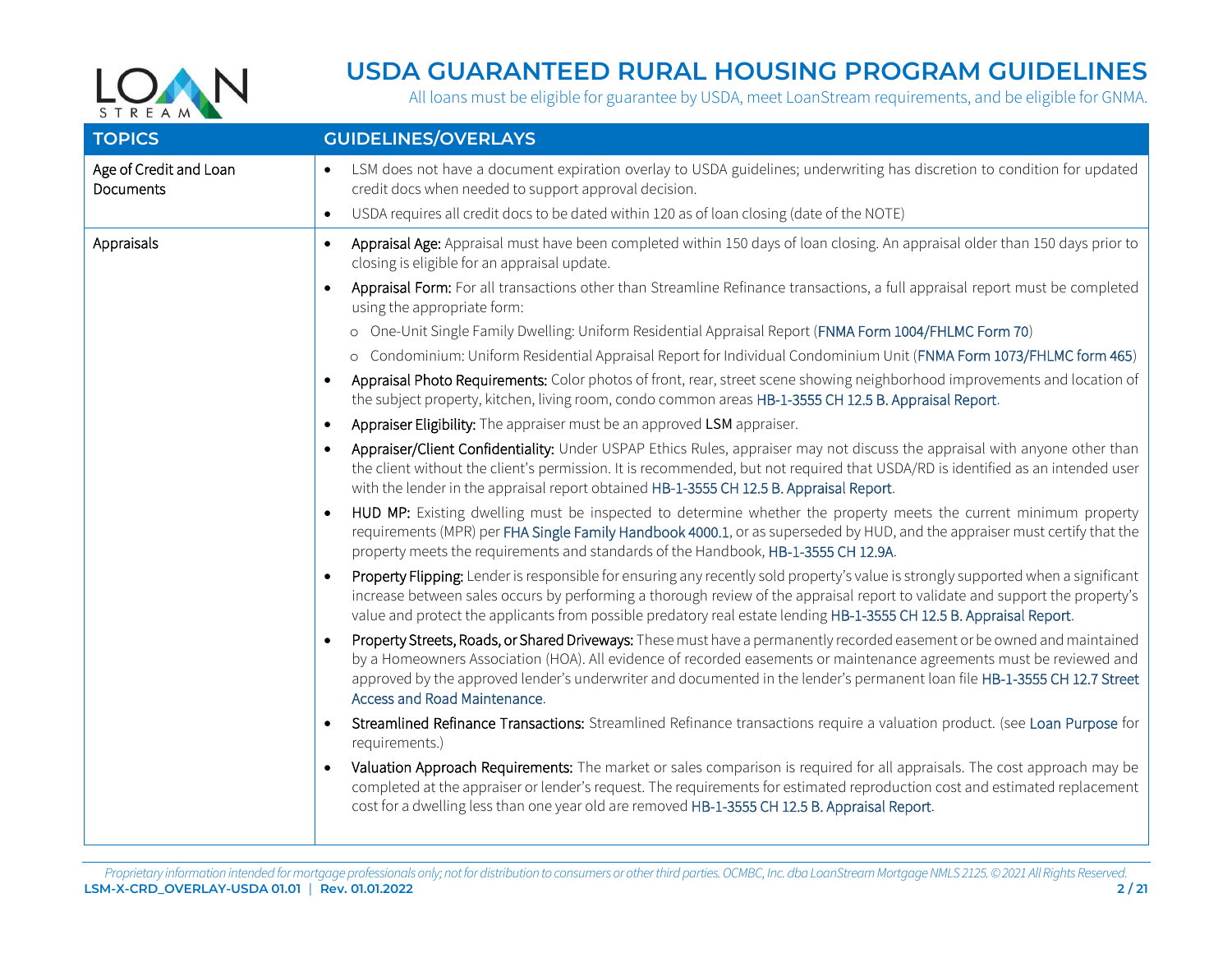# USDA GUARANTEED RURAL HOUSING PROGRAM GUIDELINES

All loans must be eligible for guarantee by USDA, meet LoanStream requirements, and be eligible for GNMA.

| TOPICS | GUIDELINES/OVERLAYS |
|---|---|
| Age of Credit and Loan Documents | • LSM does not have a document expiration overlay to USDA guidelines; underwriting has discretion to condition for updated credit docs when needed to support approval decision.<br>• USDA requires all credit docs to be dated within 120 as of loan closing (date of the NOTE) |
| Appraisals | • Appraisal Age: Appraisal must have been completed within 150 days of loan closing. An appraisal older than 150 days prior to closing is eligible for an appraisal update.<br>• Appraisal Form: For all transactions other than Streamline Refinance transactions, a full appraisal report must be completed using the appropriate form:<br>o One-Unit Single Family Dwelling: Uniform Residential Appraisal Report (FNMA Form 1004/FHLMC Form 70)<br>o Condominium: Uniform Residential Appraisal Report for Individual Condominium Unit (FNMA Form 1073/FHLMC form 465)<br>• Appraisal Photo Requirements: Color photos of front, rear, street scene showing neighborhood improvements and location of the subject property, kitchen, living room, condo common areas HB-1-3555 CH 12.5 B. Appraisal Report.<br>• Appraiser Eligibility: The appraiser must be an approved LSM appraiser.<br>• Appraiser/Client Confidentiality: Under USPAP Ethics Rules, appraiser may not discuss the appraisal with anyone other than the client without the client's permission. It is recommended, but not required that USDA/RD is identified as an intended user with the lender in the appraisal report obtained HB-1-3555 CH 12.5 B. Appraisal Report.<br>• HUD MP: Existing dwelling must be inspected to determine whether the property meets the current minimum property requirements (MPR) per FHA Single Family Handbook 4000.1, or as superseded by HUD, and the appraiser must certify that the property meets the requirements and standards of the Handbook, HB-1-3555 CH 12.9A.<br>• Property Flipping: Lender is responsible for ensuring any recently sold property's value is strongly supported when a significant increase between sales occurs by performing a thorough review of the appraisal report to validate and support the property's value and protect the applicants from possible predatory real estate lending HB-1-3555 CH 12.5 B. Appraisal Report.<br>• Property Streets, Roads, or Shared Driveways: These must have a permanently recorded easement or be owned and maintained by a Homeowners Association (HOA). All evidence of recorded easements or maintenance agreements must be reviewed and approved by the approved lender's underwriter and documented in the lender's permanent loan file HB-1-3555 CH 12.7 Street Access and Road Maintenance.<br>• Streamlined Refinance Transactions: Streamlined Refinance transactions require a valuation product. (see Loan Purpose for requirements.)<br>• Valuation Approach Requirements: The market or sales comparison is required for all appraisals. The cost approach may be completed at the appraiser or lender's request. The requirements for estimated reproduction cost and estimated replacement cost for a dwelling less than one year old are removed HB-1-3555 CH 12.5 B. Appraisal Report. |

*Proprietary information intended for mortgage professionals only; not for distribution to consumers or other third parties. OCMBC, Inc. dba LoanStream Mortgage NMLS 2125. © 2021 All Rights Reserved.*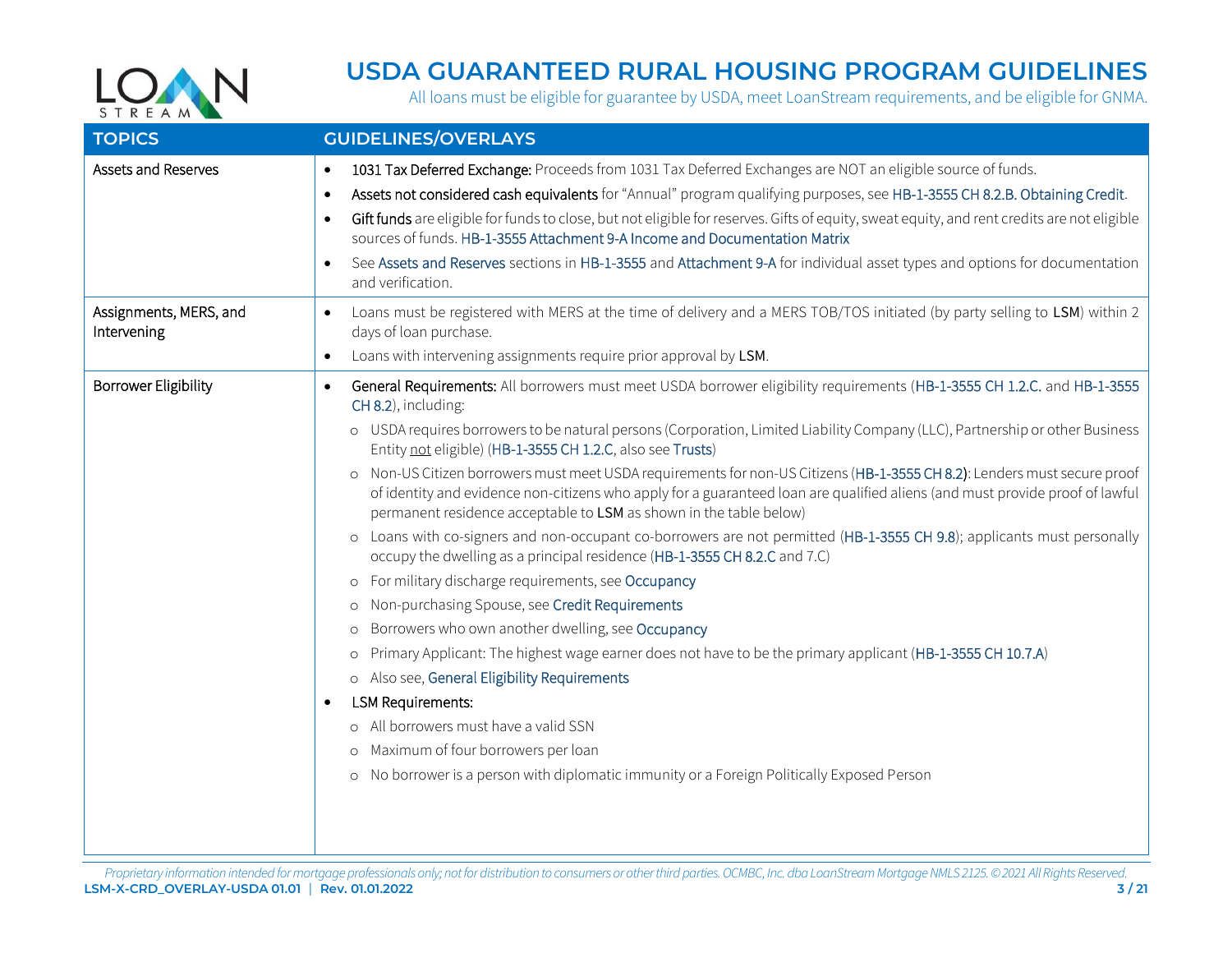# USDA GUARANTEED RURAL HOUSING PROGRAM GUIDELINES

All loans must be eligible for guarantee by USDA, meet LoanStream requirements, and be eligible for GNMA.

| TOPICS | GUIDELINES/OVERLAYS |
|---|---|
| Assets and Reserves | • **1031 Tax Deferred Exchange:** Proceeds from 1031 Tax Deferred Exchanges are NOT an eligible source of funds.<br>• **Assets not considered cash equivalents** for "Annual" program qualifying purposes, see HB-1-3555 CH 8.2.B. Obtaining Credit.<br>• **Gift funds** are eligible for funds to close, but not eligible for reserves. Gifts of equity, sweat equity, and rent credits are not eligible sources of funds. HB-1-3555 Attachment 9-A Income and Documentation Matrix<br>• See Assets and Reserves sections in HB-1-3555 and Attachment 9-A for individual asset types and options for documentation and verification. |
| Assignments, MERS, and Intervening | • Loans must be registered with MERS at the time of delivery and a MERS TOB/TOS initiated (by party selling to **LSM**) within 2 days of loan purchase.<br>• Loans with intervening assignments require prior approval by **LSM**. |
| Borrower Eligibility | • **General Requirements:** All borrowers must meet USDA borrower eligibility requirements (HB-1-3555 CH 1.2.C. and HB-1-3555 CH 8.2), including:<br>  ○ USDA requires borrowers to be natural persons (Corporation, Limited Liability Company (LLC), Partnership or other Business Entity <u>not</u> eligible) (HB-1-3555 CH 1.2.C, also see Trusts)<br>  ○ Non-US Citizen borrowers must meet USDA requirements for non-US Citizens (HB-1-3555 CH 8.2): Lenders must secure proof of identity and evidence non-citizens who apply for a guaranteed loan are qualified aliens (and must provide proof of lawful permanent residence acceptable to **LSM** as shown in the table below)<br>  ○ Loans with co-signers and non-occupant co-borrowers are not permitted (HB-1-3555 CH 9.8); applicants must personally occupy the dwelling as a principal residence (HB-1-3555 CH 8.2.C and 7.C)<br>  ○ For military discharge requirements, see Occupancy<br>  ○ Non-purchasing Spouse, see Credit Requirements<br>  ○ Borrowers who own another dwelling, see Occupancy<br>  ○ Primary Applicant: The highest wage earner does not have to be the primary applicant (HB-1-3555 CH 10.7.A)<br>  ○ Also see, General Eligibility Requirements<br>• **LSM Requirements:**<br>  ○ All borrowers must have a valid SSN<br>  ○ Maximum of four borrowers per loan<br>  ○ No borrower is a person with diplomatic immunity or a Foreign Politically Exposed Person |

*Proprietary information intended for mortgage professionals only; not for distribution to consumers or other third parties. OCMBC, Inc. dba LoanStream Mortgage NMLS 2125. © 2021 All Rights Reserved.*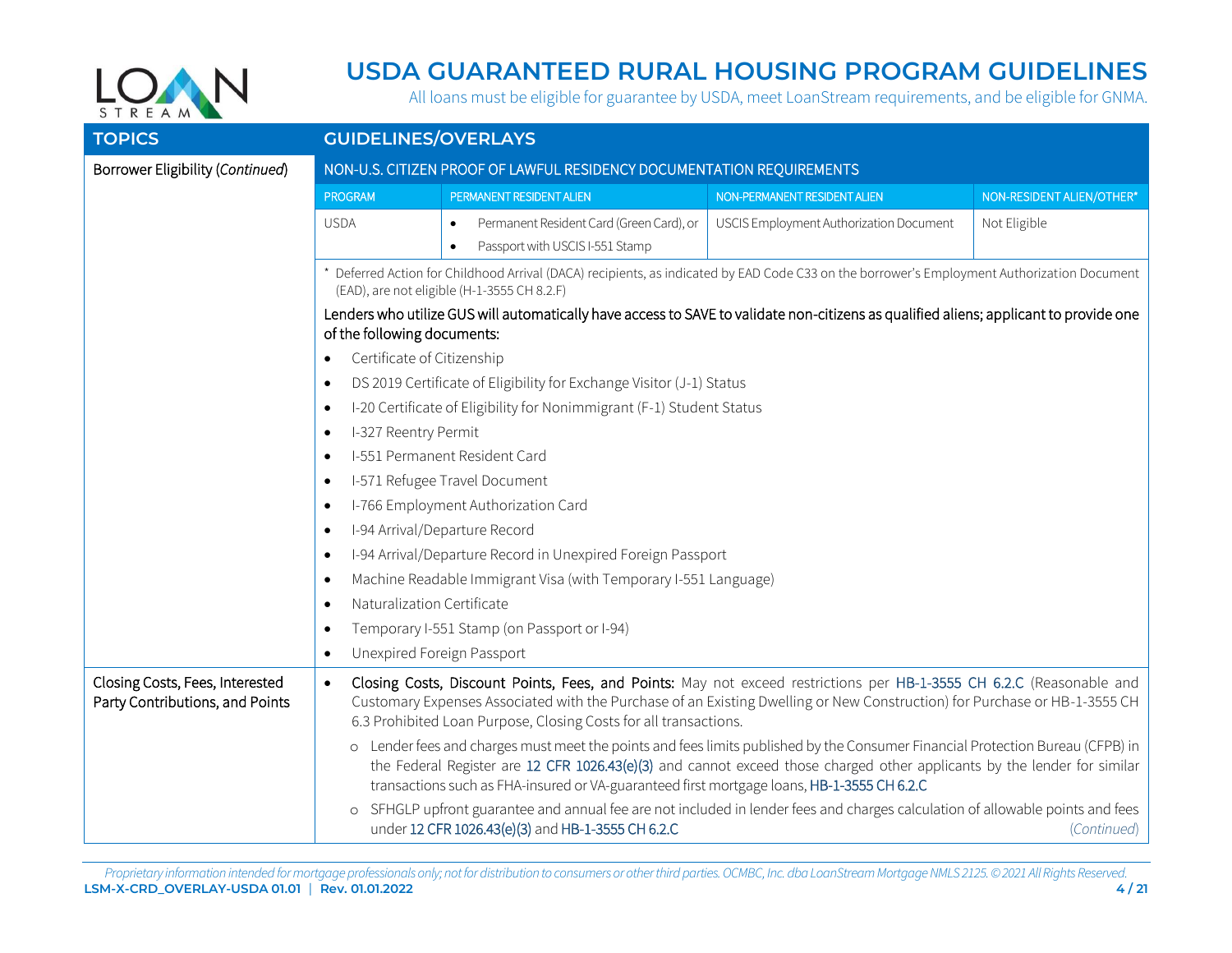# USDA GUARANTEED RURAL HOUSING PROGRAM GUIDELINES

All loans must be eligible for guarantee by USDA, meet LoanStream requirements, and be eligible for GNMA.

| TOPICS | GUIDELINES/OVERLAYS |
|---|---|
| Borrower Eligibility (*Continued*) | NON-U.S. CITIZEN PROOF OF LAWFUL RESIDENCY DOCUMENTATION REQUIREMENTS |

| PROGRAM | PERMANENT RESIDENT ALIEN | NON-PERMANENT RESIDENT ALIEN | NON-RESIDENT ALIEN/OTHER* |
|---|---|---|---|
| USDA | • Permanent Resident Card (Green Card), or<br>• Passport with USCIS I-551 Stamp | USCIS Employment Authorization Document | Not Eligible |

\* Deferred Action for Childhood Arrival (DACA) recipients, as indicated by EAD Code C33 on the borrower's Employment Authorization Document (EAD), are not eligible (H-1-3555 CH 8.2.F)

Lenders who utilize GUS will automatically have access to SAVE to validate non-citizens as qualified aliens; applicant to provide one of the following documents:

- Certificate of Citizenship
- DS 2019 Certificate of Eligibility for Exchange Visitor (J-1) Status
- I-20 Certificate of Eligibility for Nonimmigrant (F-1) Student Status
- I-327 Reentry Permit
- I-551 Permanent Resident Card
- I-571 Refugee Travel Document
- I-766 Employment Authorization Card
- I-94 Arrival/Departure Record
- I-94 Arrival/Departure Record in Unexpired Foreign Passport
- Machine Readable Immigrant Visa (with Temporary I-551 Language)
- Naturalization Certificate
- Temporary I-551 Stamp (on Passport or I-94)
- Unexpired Foreign Passport

## Closing Costs, Fees, Interested Party Contributions, and Points

- **Closing Costs, Discount Points, Fees, and Points:** May not exceed restrictions per HB-1-3555 CH 6.2.C (Reasonable and Customary Expenses Associated with the Purchase of an Existing Dwelling or New Construction) for Purchase or HB-1-3555 CH 6.3 Prohibited Loan Purpose, Closing Costs for all transactions.
  - Lender fees and charges must meet the points and fees limits published by the Consumer Financial Protection Bureau (CFPB) in the Federal Register are 12 CFR 1026.43(e)(3) and cannot exceed those charged other applicants by the lender for similar transactions such as FHA-insured or VA-guaranteed first mortgage loans, HB-1-3555 CH 6.2.C
  - SFHGLP upfront guarantee and annual fee are not included in lender fees and charges calculation of allowable points and fees under 12 CFR 1026.43(e)(3) and HB-1-3555 CH 6.2.C

*(Continued)*

*Proprietary information intended for mortgage professionals only; not for distribution to consumers or other third parties. OCMBC, Inc. dba LoanStream Mortgage NMLS 2125. © 2021 All Rights Reserved.*

**LSM-X-CRD_OVERLAY-USDA 01.01 | Rev. 01.01.2022**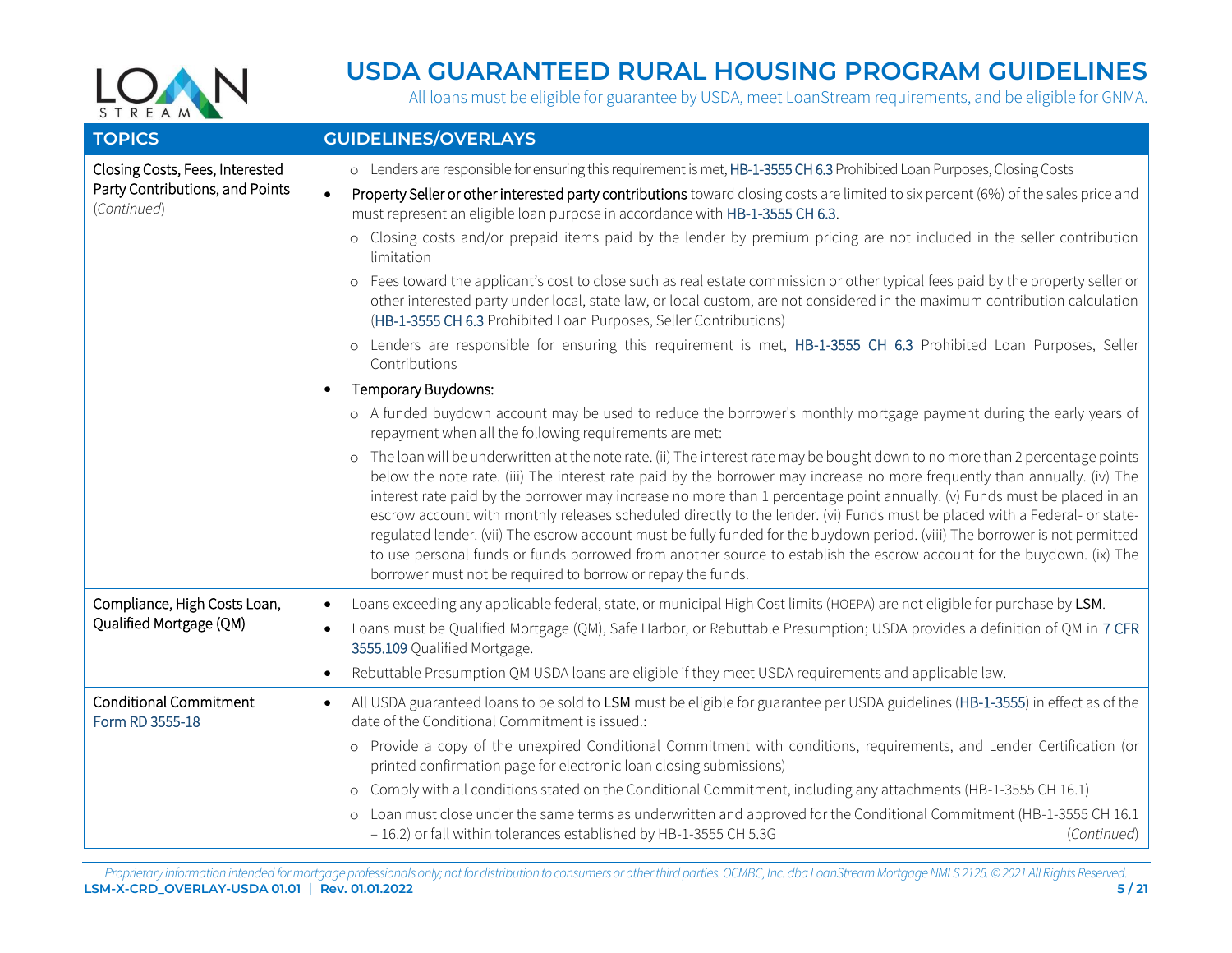# USDA GUARANTEED RURAL HOUSING PROGRAM GUIDELINES

All loans must be eligible for guarantee by USDA, meet LoanStream requirements, and be eligible for GNMA.

| TOPICS | GUIDELINES/OVERLAYS |
| --- | --- |
| Closing Costs, Fees, Interested Party Contributions, and Points *(Continued)* | ○ Lenders are responsible for ensuring this requirement is met, HB-1-3555 CH 6.3 Prohibited Loan Purposes, Closing Costs<br>• Property Seller or other interested party contributions toward closing costs are limited to six percent (6%) of the sales price and must represent an eligible loan purpose in accordance with HB-1-3555 CH 6.3.<br>○ Closing costs and/or prepaid items paid by the lender by premium pricing are not included in the seller contribution limitation<br>○ Fees toward the applicant's cost to close such as real estate commission or other typical fees paid by the property seller or other interested party under local, state law, or local custom, are not considered in the maximum contribution calculation (HB-1-3555 CH 6.3 Prohibited Loan Purposes, Seller Contributions)<br>○ Lenders are responsible for ensuring this requirement is met, HB-1-3555 CH 6.3 Prohibited Loan Purposes, Seller Contributions<br>• Temporary Buydowns:<br>○ A funded buydown account may be used to reduce the borrower's monthly mortgage payment during the early years of repayment when all the following requirements are met:<br>○ The loan will be underwritten at the note rate. (ii) The interest rate may be bought down to no more than 2 percentage points below the note rate. (iii) The interest rate paid by the borrower may increase no more frequently than annually. (iv) The interest rate paid by the borrower may increase no more than 1 percentage point annually. (v) Funds must be placed in an escrow account with monthly releases scheduled directly to the lender. (vi) Funds must be placed with a Federal- or state-regulated lender. (vii) The escrow account must be fully funded for the buydown period. (viii) The borrower is not permitted to use personal funds or funds borrowed from another source to establish the escrow account for the buydown. (ix) The borrower must not be required to borrow or repay the funds. |
| Compliance, High Costs Loan, Qualified Mortgage (QM) | • Loans exceeding any applicable federal, state, or municipal High Cost limits (HOEPA) are not eligible for purchase by **LSM**.<br>• Loans must be Qualified Mortgage (QM), Safe Harbor, or Rebuttable Presumption; USDA provides a definition of QM in 7 CFR 3555.109 Qualified Mortgage.<br>• Rebuttable Presumption QM USDA loans are eligible if they meet USDA requirements and applicable law. |
| Conditional Commitment<br>Form RD 3555-18 | • All USDA guaranteed loans to be sold to **LSM** must be eligible for guarantee per USDA guidelines (HB-1-3555) in effect as of the date of the Conditional Commitment is issued.:<br>○ Provide a copy of the unexpired Conditional Commitment with conditions, requirements, and Lender Certification (or printed confirmation page for electronic loan closing submissions)<br>○ Comply with all conditions stated on the Conditional Commitment, including any attachments (HB-1-3555 CH 16.1)<br>○ Loan must close under the same terms as underwritten and approved for the Conditional Commitment (HB-1-3555 CH 16.1 – 16.2) or fall within tolerances established by HB-1-3555 CH 5.3G *(Continued)* |

*Proprietary information intended for mortgage professionals only; not for distribution to consumers or other third parties. OCMBC, Inc. dba LoanStream Mortgage NMLS 2125. © 2021 All Rights Reserved.*

**LSM-X-CRD_OVERLAY-USDA 01.01 | Rev. 01.01.2022**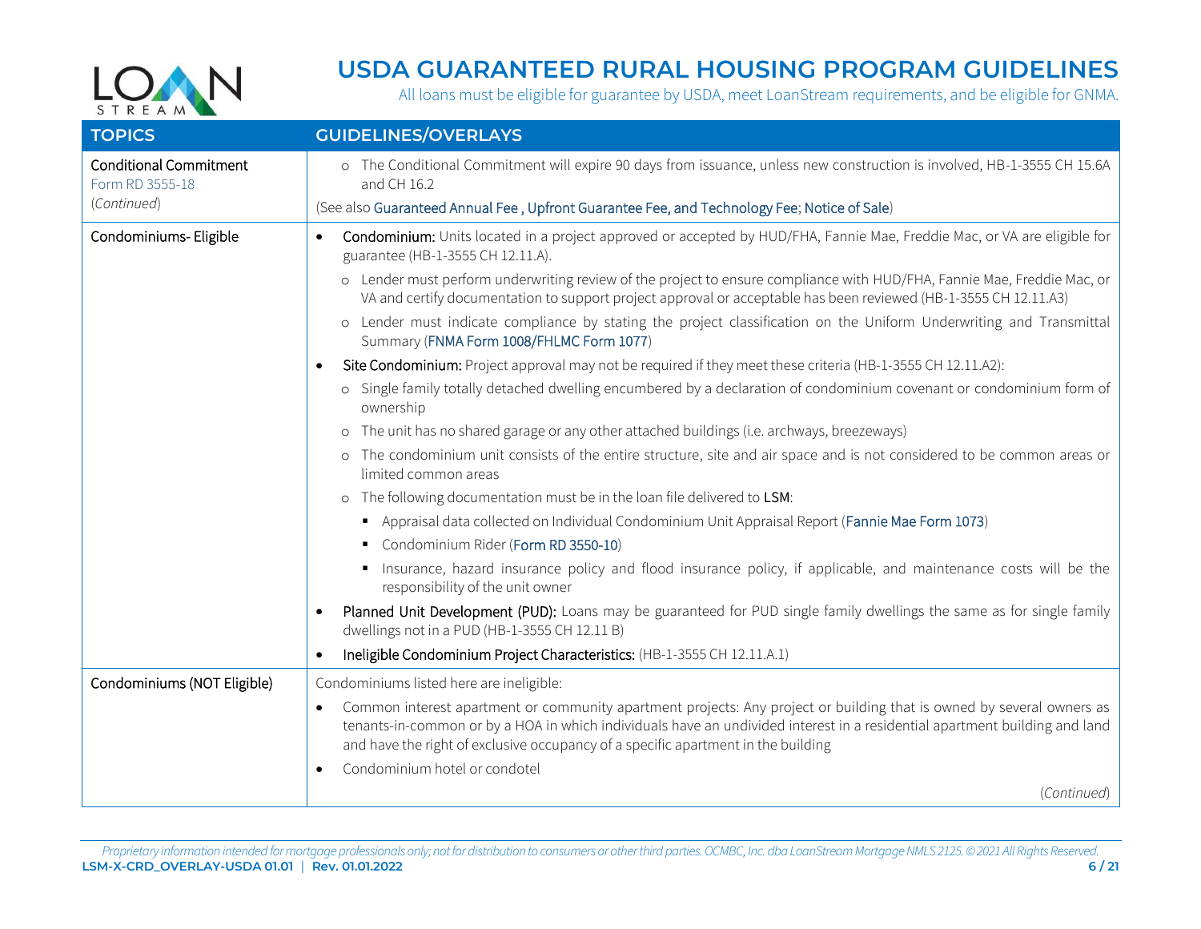# USDA GUARANTEED RURAL HOUSING PROGRAM GUIDELINES

All loans must be eligible for guarantee by USDA, meet LoanStream requirements, and be eligible for GNMA.

| TOPICS | GUIDELINES/OVERLAYS |
|---|---|
| Conditional Commitment<br>Form RD 3555-18<br>*(Continued)* | ○ The Conditional Commitment will expire 90 days from issuance, unless new construction is involved, HB-1-3555 CH 15.6A and CH 16.2<br>(See also Guaranteed Annual Fee , Upfront Guarantee Fee, and Technology Fee; Notice of Sale) |
| Condominiums- Eligible | • **Condominium:** Units located in a project approved or accepted by HUD/FHA, Fannie Mae, Freddie Mac, or VA are eligible for guarantee (HB-1-3555 CH 12.11.A).<br>○ Lender must perform underwriting review of the project to ensure compliance with HUD/FHA, Fannie Mae, Freddie Mac, or VA and certify documentation to support project approval or acceptable has been reviewed (HB-1-3555 CH 12.11.A3)<br>○ Lender must indicate compliance by stating the project classification on the Uniform Underwriting and Transmittal Summary (FNMA Form 1008/FHLMC Form 1077)<br>• **Site Condominium:** Project approval may not be required if they meet these criteria (HB-1-3555 CH 12.11.A2):<br>○ Single family totally detached dwelling encumbered by a declaration of condominium covenant or condominium form of ownership<br>○ The unit has no shared garage or any other attached buildings (i.e. archways, breezeways)<br>○ The condominium unit consists of the entire structure, site and air space and is not considered to be common areas or limited common areas<br>○ The following documentation must be in the loan file delivered to LSM:<br>▪ Appraisal data collected on Individual Condominium Unit Appraisal Report (Fannie Mae Form 1073)<br>▪ Condominium Rider (Form RD 3550-10)<br>▪ Insurance, hazard insurance policy and flood insurance policy, if applicable, and maintenance costs will be the responsibility of the unit owner<br>• **Planned Unit Development (PUD):** Loans may be guaranteed for PUD single family dwellings the same as for single family dwellings not in a PUD (HB-1-3555 CH 12.11 B)<br>• **Ineligible Condominium Project Characteristics:** (HB-1-3555 CH 12.11.A.1) |
| Condominiums (NOT Eligible) | Condominiums listed here are ineligible:<br>• Common interest apartment or community apartment projects: Any project or building that is owned by several owners as tenants-in-common or by a HOA in which individuals have an undivided interest in a residential apartment building and land and have the right of exclusive occupancy of a specific apartment in the building<br>• Condominium hotel or condotel<br>*(Continued)* |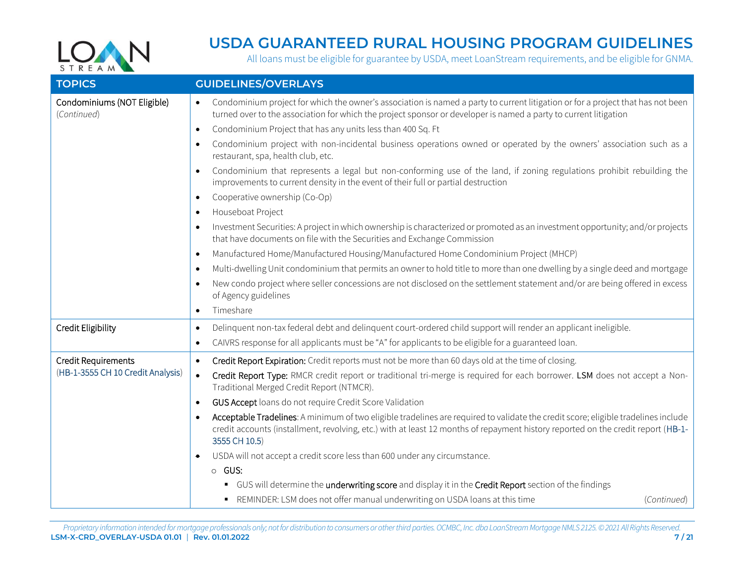# USDA GUARANTEED RURAL HOUSING PROGRAM GUIDELINES

All loans must be eligible for guarantee by USDA, meet LoanStream requirements, and be eligible for GNMA.

| TOPICS | GUIDELINES/OVERLAYS |
|---|---|
| Condominiums (NOT Eligible) *(Continued)* | • Condominium project for which the owner's association is named a party to current litigation or for a project that has not been turned over to the association for which the project sponsor or developer is named a party to current litigation<br>• Condominium Project that has any units less than 400 Sq. Ft<br>• Condominium project with non-incidental business operations owned or operated by the owners' association such as a restaurant, spa, health club, etc.<br>• Condominium that represents a legal but non-conforming use of the land, if zoning regulations prohibit rebuilding the improvements to current density in the event of their full or partial destruction<br>• Cooperative ownership (Co-Op)<br>• Houseboat Project<br>• Investment Securities: A project in which ownership is characterized or promoted as an investment opportunity; and/or projects that have documents on file with the Securities and Exchange Commission<br>• Manufactured Home/Manufactured Housing/Manufactured Home Condominium Project (MHCP)<br>• Multi-dwelling Unit condominium that permits an owner to hold title to more than one dwelling by a single deed and mortgage<br>• New condo project where seller concessions are not disclosed on the settlement statement and/or are being offered in excess of Agency guidelines<br>• Timeshare |
| Credit Eligibility | • Delinquent non-tax federal debt and delinquent court-ordered child support will render an applicant ineligible.<br>• CAIVRS response for all applicants must be "A" for applicants to be eligible for a guaranteed loan. |
| Credit Requirements (HB-1-3555 CH 10 Credit Analysis) | • Credit Report Expiration: Credit reports must not be more than 60 days old at the time of closing.<br>• Credit Report Type: RMCR credit report or traditional tri-merge is required for each borrower. LSM does not accept a Non-Traditional Merged Credit Report (NTMCR).<br>• GUS Accept loans do not require Credit Score Validation<br>• Acceptable Tradelines: A minimum of two eligible tradelines are required to validate the credit score; eligible tradelines include credit accounts (installment, revolving, etc.) with at least 12 months of repayment history reported on the credit report (HB-1-3555 CH 10.5)<br>• USDA will not accept a credit score less than 600 under any circumstance.<br>&nbsp;&nbsp;&nbsp;&nbsp;○ GUS:<br>&nbsp;&nbsp;&nbsp;&nbsp;&nbsp;&nbsp;&nbsp;&nbsp;▪ GUS will determine the underwriting score and display it in the Credit Report section of the findings<br>&nbsp;&nbsp;&nbsp;&nbsp;&nbsp;&nbsp;&nbsp;&nbsp;▪ REMINDER: LSM does not offer manual underwriting on USDA loans at this time *(Continued)* |

*Proprietary information intended for mortgage professionals only; not for distribution to consumers or other third parties. OCMBC, Inc. dba LoanStream Mortgage NMLS 2125. © 2021 All Rights Reserved.*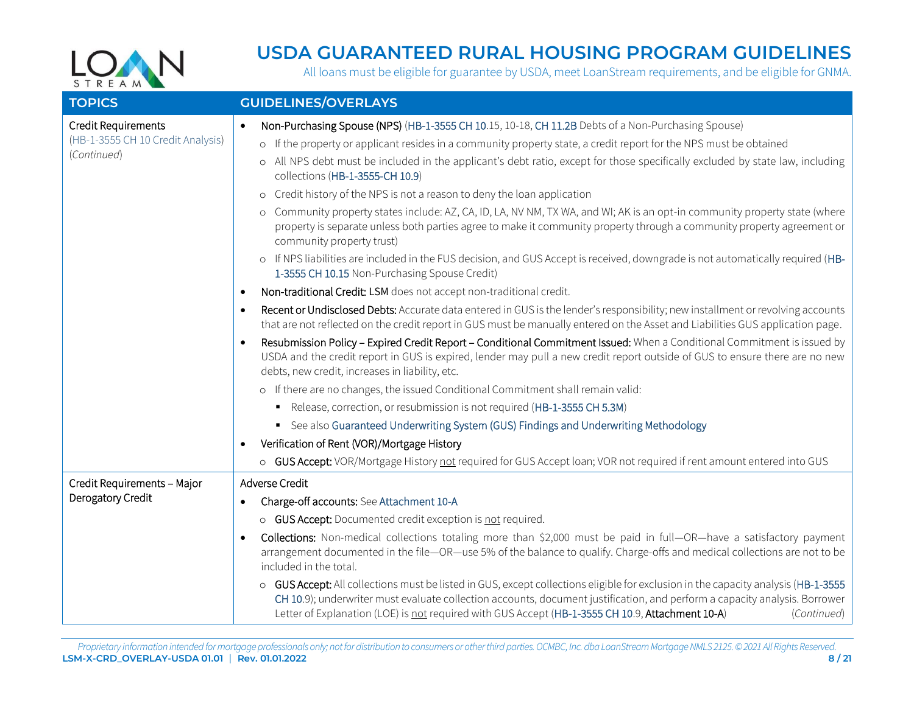# USDA GUARANTEED RURAL HOUSING PROGRAM GUIDELINES

All loans must be eligible for guarantee by USDA, meet LoanStream requirements, and be eligible for GNMA.

| TOPICS | GUIDELINES/OVERLAYS |
|---|---|
| Credit Requirements<br>(HB-1-3555 CH 10 Credit Analysis)<br>*(Continued)* | • Non-Purchasing Spouse (NPS) (HB-1-3555 CH 10.15, 10-18, CH 11.2B Debts of a Non-Purchasing Spouse)<br>&nbsp;&nbsp;○ If the property or applicant resides in a community property state, a credit report for the NPS must be obtained<br>&nbsp;&nbsp;○ All NPS debt must be included in the applicant's debt ratio, except for those specifically excluded by state law, including collections (HB-1-3555-CH 10.9)<br>&nbsp;&nbsp;○ Credit history of the NPS is not a reason to deny the loan application<br>&nbsp;&nbsp;○ Community property states include: AZ, CA, ID, LA, NV NM, TX WA, and WI; AK is an opt-in community property state (where property is separate unless both parties agree to make it community property through a community property agreement or community property trust)<br>&nbsp;&nbsp;○ If NPS liabilities are included in the FUS decision, and GUS Accept is received, downgrade is not automatically required (HB-1-3555 CH 10.15 Non-Purchasing Spouse Credit)<br>• Non-traditional Credit: LSM does not accept non-traditional credit.<br>• Recent or Undisclosed Debts: Accurate data entered in GUS is the lender's responsibility; new installment or revolving accounts that are not reflected on the credit report in GUS must be manually entered on the Asset and Liabilities GUS application page.<br>• Resubmission Policy – Expired Credit Report – Conditional Commitment Issued: When a Conditional Commitment is issued by USDA and the credit report in GUS is expired, lender may pull a new credit report outside of GUS to ensure there are no new debts, new credit, increases in liability, etc.<br>&nbsp;&nbsp;○ If there are no changes, the issued Conditional Commitment shall remain valid:<br>&nbsp;&nbsp;&nbsp;&nbsp;▪ Release, correction, or resubmission is not required (HB-1-3555 CH 5.3M)<br>&nbsp;&nbsp;&nbsp;&nbsp;▪ See also Guaranteed Underwriting System (GUS) Findings and Underwriting Methodology<br>• Verification of Rent (VOR)/Mortgage History<br>&nbsp;&nbsp;○ GUS Accept: VOR/Mortgage History <u>not</u> required for GUS Accept loan; VOR not required if rent amount entered into GUS |
| Credit Requirements – Major Derogatory Credit | Adverse Credit<br>• Charge-off accounts: See Attachment 10-A<br>&nbsp;&nbsp;○ GUS Accept: Documented credit exception is <u>not</u> required.<br>• Collections: Non-medical collections totaling more than $2,000 must be paid in full—OR—have a satisfactory payment arrangement documented in the file—OR—use 5% of the balance to qualify. Charge-offs and medical collections are not to be included in the total.<br>&nbsp;&nbsp;○ GUS Accept: All collections must be listed in GUS, except collections eligible for exclusion in the capacity analysis (HB-1-3555 CH 10.9); underwriter must evaluate collection accounts, document justification, and perform a capacity analysis. Borrower Letter of Explanation (LOE) is <u>not</u> required with GUS Accept (HB-1-3555 CH 10.9, Attachment 10-A) *(Continued)* |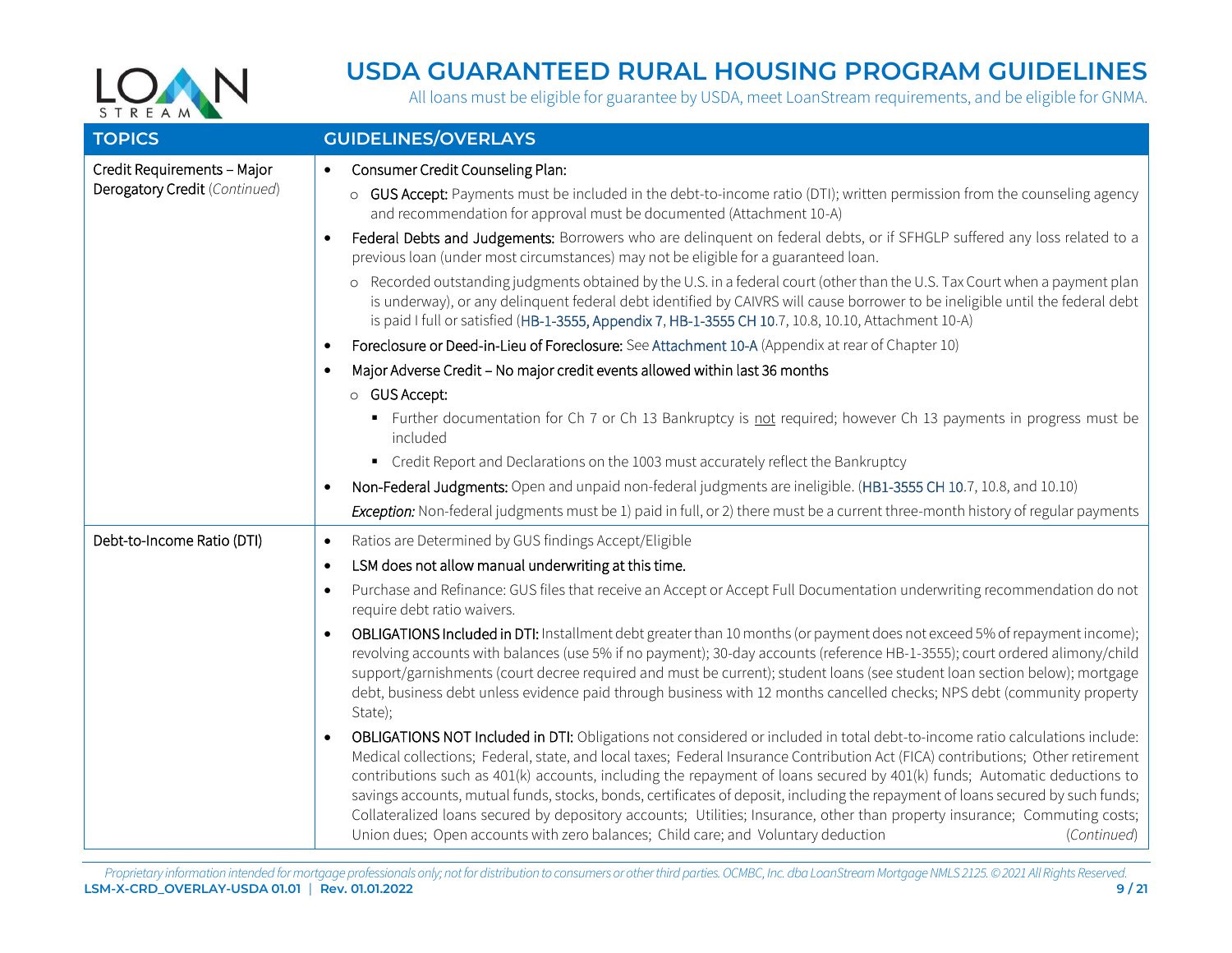# USDA GUARANTEED RURAL HOUSING PROGRAM GUIDELINES

All loans must be eligible for guarantee by USDA, meet LoanStream requirements, and be eligible for GNMA.

| TOPICS | GUIDELINES/OVERLAYS |
|---|---|
| Credit Requirements – Major Derogatory Credit *(Continued)* | • Consumer Credit Counseling Plan:<br>  ○ GUS Accept: Payments must be included in the debt-to-income ratio (DTI); written permission from the counseling agency and recommendation for approval must be documented (Attachment 10-A)<br>• Federal Debts and Judgements: Borrowers who are delinquent on federal debts, or if SFHGLP suffered any loss related to a previous loan (under most circumstances) may not be eligible for a guaranteed loan.<br>  ○ Recorded outstanding judgments obtained by the U.S. in a federal court (other than the U.S. Tax Court when a payment plan is underway), or any delinquent federal debt identified by CAIVRS will cause borrower to be ineligible until the federal debt is paid I full or satisfied (HB-1-3555, Appendix 7, HB-1-3555 CH 10.7, 10.8, 10.10, Attachment 10-A)<br>• Foreclosure or Deed-in-Lieu of Foreclosure: See Attachment 10-A (Appendix at rear of Chapter 10)<br>• Major Adverse Credit – No major credit events allowed within last 36 months<br>  ○ GUS Accept:<br>    ▪ Further documentation for Ch 7 or Ch 13 Bankruptcy is <u>not</u> required; however Ch 13 payments in progress must be included<br>    ▪ Credit Report and Declarations on the 1003 must accurately reflect the Bankruptcy<br>• Non-Federal Judgments: Open and unpaid non-federal judgments are ineligible. (HB1-3555 CH 10.7, 10.8, and 10.10)<br>*Exception:* Non-federal judgments must be 1) paid in full, or 2) there must be a current three-month history of regular payments |
| Debt-to-Income Ratio (DTI) | • Ratios are Determined by GUS findings Accept/Eligible<br>• LSM does not allow manual underwriting at this time.<br>• Purchase and Refinance: GUS files that receive an Accept or Accept Full Documentation underwriting recommendation do not require debt ratio waivers.<br>• OBLIGATIONS Included in DTI: Installment debt greater than 10 months (or payment does not exceed 5% of repayment income); revolving accounts with balances (use 5% if no payment); 30-day accounts (reference HB-1-3555); court ordered alimony/child support/garnishments (court decree required and must be current); student loans (see student loan section below); mortgage debt, business debt unless evidence paid through business with 12 months cancelled checks; NPS debt (community property State);<br>• OBLIGATIONS NOT Included in DTI: Obligations not considered or included in total debt-to-income ratio calculations include: Medical collections; Federal, state, and local taxes; Federal Insurance Contribution Act (FICA) contributions; Other retirement contributions such as 401(k) accounts, including the repayment of loans secured by 401(k) funds; Automatic deductions to savings accounts, mutual funds, stocks, bonds, certificates of deposit, including the repayment of loans secured by such funds; Collateralized loans secured by depository accounts; Utilities; Insurance, other than property insurance; Commuting costs; Union dues; Open accounts with zero balances; Child care; and Voluntary deduction *(Continued)* |

*Proprietary information intended for mortgage professionals only; not for distribution to consumers or other third parties. OCMBC, Inc. dba LoanStream Mortgage NMLS 2125. © 2021 All Rights Reserved.*

**LSM-X-CRD_OVERLAY-USDA 01.01 | Rev. 01.01.2022**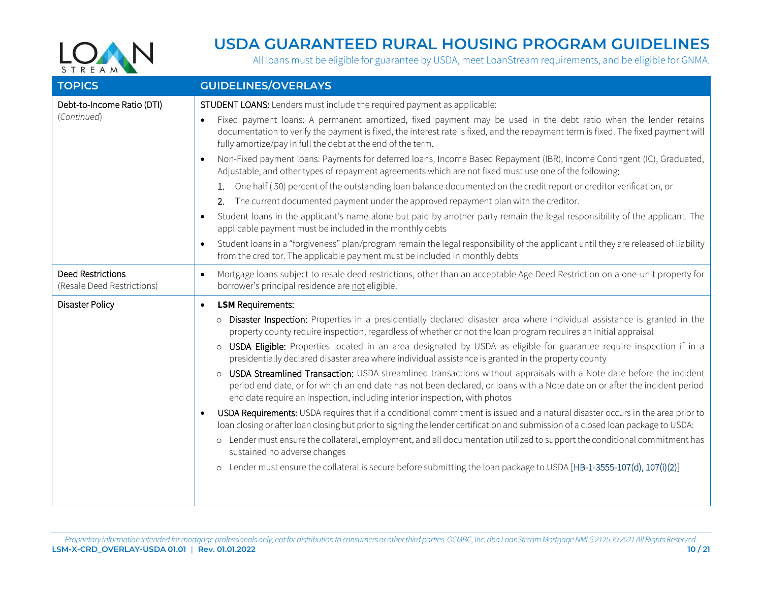# USDA GUARANTEED RURAL HOUSING PROGRAM GUIDELINES

All loans must be eligible for guarantee by USDA, meet LoanStream requirements, and be eligible for GNMA.

| TOPICS | GUIDELINES/OVERLAYS |
|---|---|
| Debt-to-Income Ratio (DTI) *(Continued)* | STUDENT LOANS: Lenders must include the required payment as applicable:<br>• Fixed payment loans: A permanent amortized, fixed payment may be used in the debt ratio when the lender retains documentation to verify the payment is fixed, the interest rate is fixed, and the repayment term is fixed. The fixed payment will fully amortize/pay in full the debt at the end of the term.<br>• Non-Fixed payment loans: Payments for deferred loans, Income Based Repayment (IBR), Income Contingent (IC), Graduated, Adjustable, and other types of repayment agreements which are not fixed must use one of the following:<br>1. One half (.50) percent of the outstanding loan balance documented on the credit report or creditor verification, or<br>2. The current documented payment under the approved repayment plan with the creditor.<br>• Student loans in the applicant's name alone but paid by another party remain the legal responsibility of the applicant. The applicable payment must be included in the monthly debts<br>• Student loans in a "forgiveness" plan/program remain the legal responsibility of the applicant until they are released of liability from the creditor. The applicable payment must be included in monthly debts |
| Deed Restrictions (Resale Deed Restrictions) | • Mortgage loans subject to resale deed restrictions, other than an acceptable Age Deed Restriction on a one-unit property for borrower's principal residence are not eligible. |
| Disaster Policy | • **LSM** Requirements:<br>○ Disaster Inspection: Properties in a presidentially declared disaster area where individual assistance is granted in the property county require inspection, regardless of whether or not the loan program requires an initial appraisal<br>○ USDA Eligible: Properties located in an area designated by USDA as eligible for guarantee require inspection if in a presidentially declared disaster area where individual assistance is granted in the property county<br>○ USDA Streamlined Transaction: USDA streamlined transactions without appraisals with a Note date before the incident period end date, or for which an end date has not been declared, or loans with a Note date on or after the incident period end date require an inspection, including interior inspection, with photos<br>• USDA Requirements: USDA requires that if a conditional commitment is issued and a natural disaster occurs in the area prior to loan closing or after loan closing but prior to signing the lender certification and submission of a closed loan package to USDA:<br>○ Lender must ensure the collateral, employment, and all documentation utilized to support the conditional commitment has sustained no adverse changes<br>○ Lender must ensure the collateral is secure before submitting the loan package to USDA [HB-1-3555-107(d), 107(i)(2)] |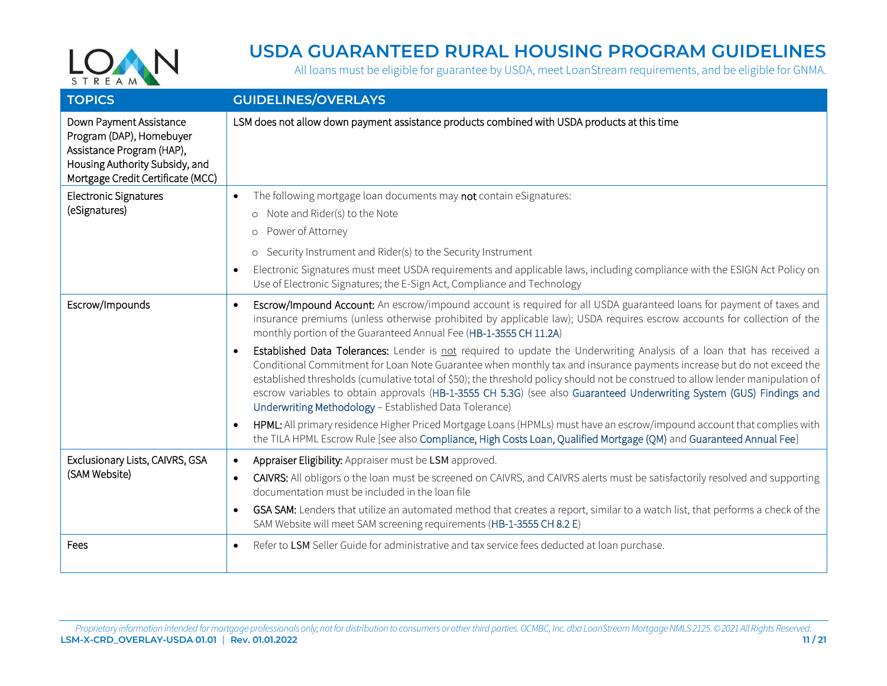# USDA GUARANTEED RURAL HOUSING PROGRAM GUIDELINES

All loans must be eligible for guarantee by USDA, meet LoanStream requirements, and be eligible for GNMA.

| TOPICS | GUIDELINES/OVERLAYS |
|---|---|
| Down Payment Assistance Program (DAP), Homebuyer Assistance Program (HAP), Housing Authority Subsidy, and Mortgage Credit Certificate (MCC) | LSM does not allow down payment assistance products combined with USDA products at this time |
| Electronic Signatures (eSignatures) | • The following mortgage loan documents may **not** contain eSignatures:<br>  ○ Note and Rider(s) to the Note<br>  ○ Power of Attorney<br>  ○ Security Instrument and Rider(s) to the Security Instrument<br>• Electronic Signatures must meet USDA requirements and applicable laws, including compliance with the ESIGN Act Policy on Use of Electronic Signatures; the E-Sign Act, Compliance and Technology |
| Escrow/Impounds | • **Escrow/Impound Account:** An escrow/impound account is required for all USDA guaranteed loans for payment of taxes and insurance premiums (unless otherwise prohibited by applicable law); USDA requires escrow accounts for collection of the monthly portion of the Guaranteed Annual Fee (HB-1-3555 CH 11.2A)<br>• **Established Data Tolerances:** Lender is <u>not</u> required to update the Underwriting Analysis of a loan that has received a Conditional Commitment for Loan Note Guarantee when monthly tax and insurance payments increase but do not exceed the established thresholds (cumulative total of $50); the threshold policy should not be construed to allow lender manipulation of escrow variables to obtain approvals (HB-1-3555 CH 5.3G) (see also Guaranteed Underwriting System (GUS) Findings and Underwriting Methodology – Established Data Tolerance)<br>• **HPML:** All primary residence Higher Priced Mortgage Loans (HPMLs) must have an escrow/impound account that complies with the TILA HPML Escrow Rule [see also Compliance, High Costs Loan, Qualified Mortgage (QM) and Guaranteed Annual Fee] |
| Exclusionary Lists, CAIVRS, GSA (SAM Website) | • **Appraiser Eligibility:** Appraiser must be **LSM** approved.<br>• **CAIVRS:** All obligors o the loan must be screened on CAIVRS, and CAIVRS alerts must be satisfactorily resolved and supporting documentation must be included in the loan file<br>• **GSA SAM:** Lenders that utilize an automated method that creates a report, similar to a watch list, that performs a check of the SAM Website will meet SAM screening requirements (HB-1-3555 CH 8.2 E) |
| Fees | • Refer to **LSM** Seller Guide for administrative and tax service fees deducted at loan purchase. |

*Proprietary information intended for mortgage professionals only; not for distribution to consumers or other third parties. OCMBC, Inc. dba LoanStream Mortgage NMLS 2125. © 2021 All Rights Reserved.*

**LSM-X-CRD_OVERLAY-USDA 01.01 | Rev. 01.01.2022**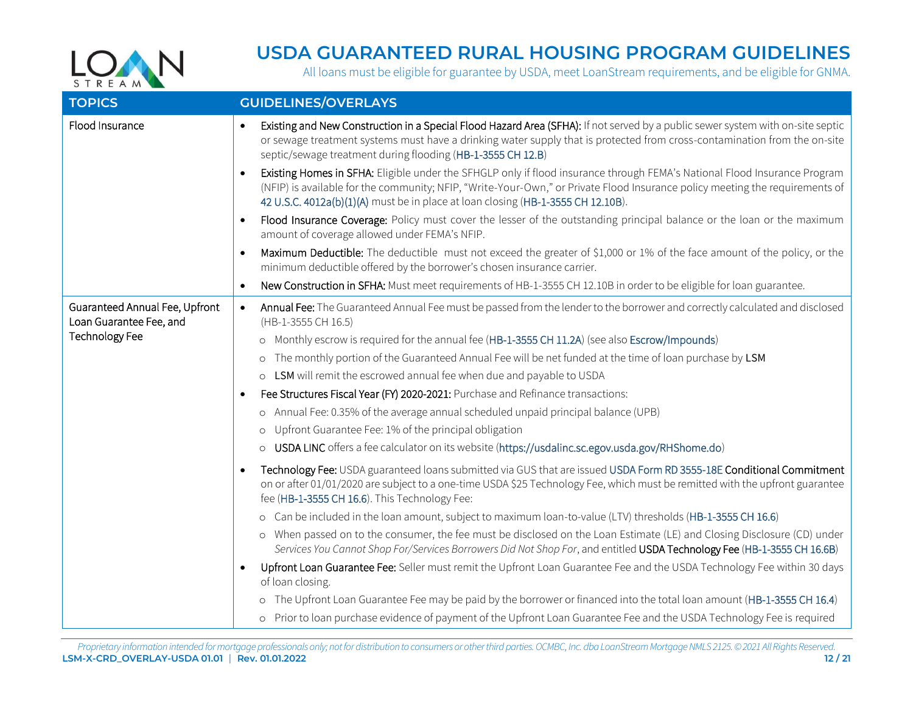# USDA GUARANTEED RURAL HOUSING PROGRAM GUIDELINES

All loans must be eligible for guarantee by USDA, meet LoanStream requirements, and be eligible for GNMA.

| TOPICS | GUIDELINES/OVERLAYS |
|---|---|
| Flood Insurance | • **Existing and New Construction in a Special Flood Hazard Area (SFHA):** If not served by a public sewer system with on-site septic or sewage treatment systems must have a drinking water supply that is protected from cross-contamination from the on-site septic/sewage treatment during flooding (HB-1-3555 CH 12.B)<br>• **Existing Homes in SFHA:** Eligible under the SFHGLP only if flood insurance through FEMA's National Flood Insurance Program (NFIP) is available for the community; NFIP, "Write-Your-Own," or Private Flood Insurance policy meeting the requirements of 42 U.S.C. 4012a(b)(1)(A) must be in place at loan closing (HB-1-3555 CH 12.10B).<br>• **Flood Insurance Coverage:** Policy must cover the lesser of the outstanding principal balance or the loan or the maximum amount of coverage allowed under FEMA's NFIP.<br>• **Maximum Deductible:** The deductible must not exceed the greater of $1,000 or 1% of the face amount of the policy, or the minimum deductible offered by the borrower's chosen insurance carrier.<br>• **New Construction in SFHA:** Must meet requirements of HB-1-3555 CH 12.10B in order to be eligible for loan guarantee. |
| Guaranteed Annual Fee, Upfront Loan Guarantee Fee, and Technology Fee | • **Annual Fee:** The Guaranteed Annual Fee must be passed from the lender to the borrower and correctly calculated and disclosed (HB-1-3555 CH 16.5)<br>  ○ Monthly escrow is required for the annual fee (HB-1-3555 CH 11.2A) (see also Escrow/Impounds)<br>  ○ The monthly portion of the Guaranteed Annual Fee will be net funded at the time of loan purchase by **LSM**<br>  ○ **LSM** will remit the escrowed annual fee when due and payable to USDA<br>• **Fee Structures Fiscal Year (FY) 2020-2021:** Purchase and Refinance transactions:<br>  ○ Annual Fee: 0.35% of the average annual scheduled unpaid principal balance (UPB)<br>  ○ Upfront Guarantee Fee: 1% of the principal obligation<br>  ○ **USDA LINC** offers a fee calculator on its website (https://usdalinc.sc.egov.usda.gov/RHShome.do)<br>• **Technology Fee:** USDA guaranteed loans submitted via GUS that are issued USDA Form RD 3555-18E **Conditional Commitment** on or after 01/01/2020 are subject to a one-time USDA $25 Technology Fee, which must be remitted with the upfront guarantee fee (HB-1-3555 CH 16.6). This Technology Fee:<br>  ○ Can be included in the loan amount, subject to maximum loan-to-value (LTV) thresholds (HB-1-3555 CH 16.6)<br>  ○ When passed on to the consumer, the fee must be disclosed on the Loan Estimate (LE) and Closing Disclosure (CD) under *Services You Cannot Shop For/Services Borrowers Did Not Shop For*, and entitled **USDA Technology Fee** (HB-1-3555 CH 16.6B)<br>• **Upfront Loan Guarantee Fee:** Seller must remit the Upfront Loan Guarantee Fee and the USDA Technology Fee within 30 days of loan closing.<br>  ○ The Upfront Loan Guarantee Fee may be paid by the borrower or financed into the total loan amount (HB-1-3555 CH 16.4)<br>  ○ Prior to loan purchase evidence of payment of the Upfront Loan Guarantee Fee and the USDA Technology Fee is required |

*Proprietary information intended for mortgage professionals only; not for distribution to consumers or other third parties. OCMBC, Inc. dba LoanStream Mortgage NMLS 2125. © 2021 All Rights Reserved.*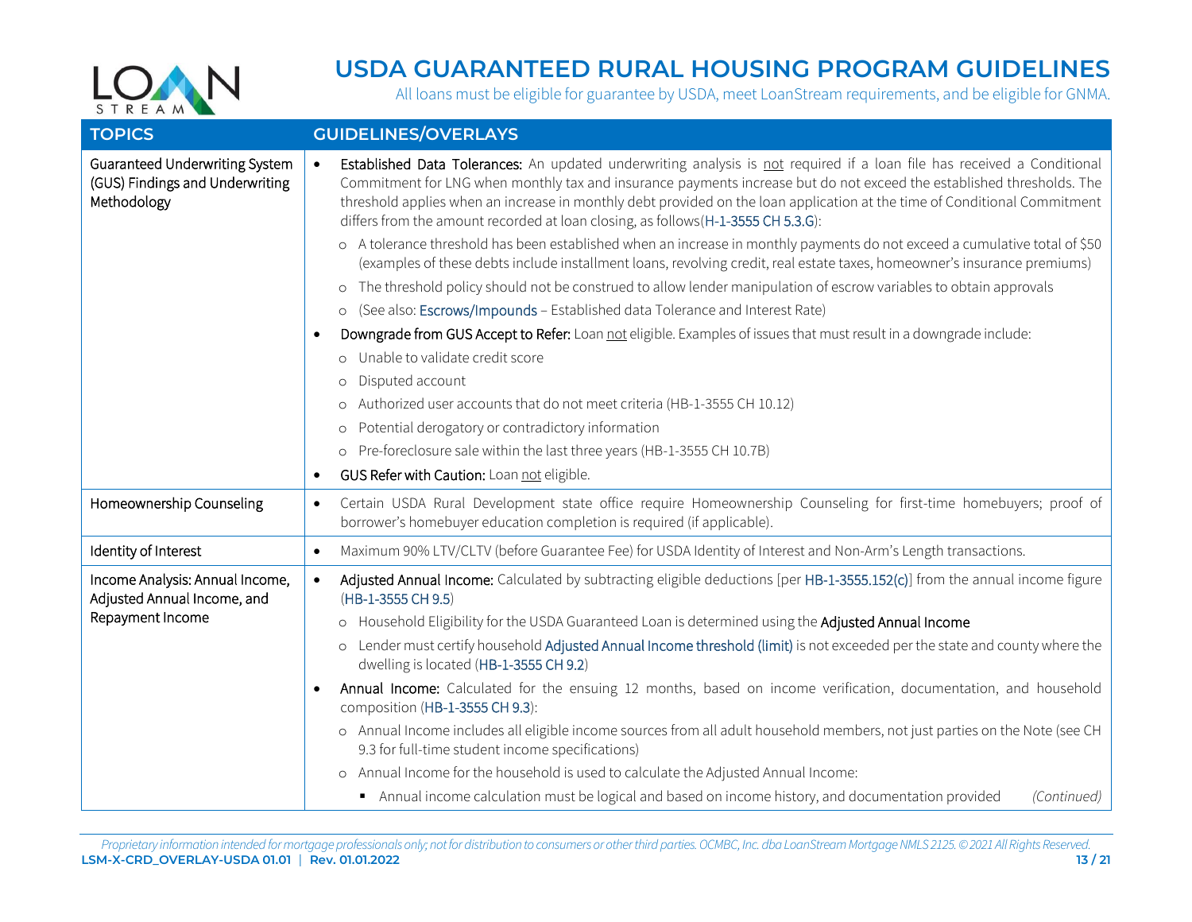# USDA GUARANTEED RURAL HOUSING PROGRAM GUIDELINES

All loans must be eligible for guarantee by USDA, meet LoanStream requirements, and be eligible for GNMA.

| TOPICS | GUIDELINES/OVERLAYS |
|---|---|
| Guaranteed Underwriting System (GUS) Findings and Underwriting Methodology | • **Established Data Tolerances:** An updated underwriting analysis is <u>not</u> required if a loan file has received a Conditional Commitment for LNG when monthly tax and insurance payments increase but do not exceed the established thresholds. The threshold applies when an increase in monthly debt provided on the loan application at the time of Conditional Commitment differs from the amount recorded at loan closing, as follows(H-1-3555 CH 5.3.G):<br>  ○ A tolerance threshold has been established when an increase in monthly payments do not exceed a cumulative total of $50 (examples of these debts include installment loans, revolving credit, real estate taxes, homeowner's insurance premiums)<br>  ○ The threshold policy should not be construed to allow lender manipulation of escrow variables to obtain approvals<br>  ○ (See also: Escrows/Impounds – Established data Tolerance and Interest Rate)<br>• **Downgrade from GUS Accept to Refer:** Loan <u>not</u> eligible. Examples of issues that must result in a downgrade include:<br>  ○ Unable to validate credit score<br>  ○ Disputed account<br>  ○ Authorized user accounts that do not meet criteria (HB-1-3555 CH 10.12)<br>  ○ Potential derogatory or contradictory information<br>  ○ Pre-foreclosure sale within the last three years (HB-1-3555 CH 10.7B)<br>• **GUS Refer with Caution:** Loan <u>not</u> eligible. |
| Homeownership Counseling | • Certain USDA Rural Development state office require Homeownership Counseling for first-time homebuyers; proof of borrower's homebuyer education completion is required (if applicable). |
| Identity of Interest | • Maximum 90% LTV/CLTV (before Guarantee Fee) for USDA Identity of Interest and Non-Arm's Length transactions. |
| Income Analysis: Annual Income, Adjusted Annual Income, and Repayment Income | • **Adjusted Annual Income:** Calculated by subtracting eligible deductions [per HB-1-3555.152(c)] from the annual income figure (HB-1-3555 CH 9.5)<br>  ○ Household Eligibility for the USDA Guaranteed Loan is determined using the **Adjusted Annual Income**<br>  ○ Lender must certify household Adjusted Annual Income threshold (limit) is not exceeded per the state and county where the dwelling is located (HB-1-3555 CH 9.2)<br>• **Annual Income:** Calculated for the ensuing 12 months, based on income verification, documentation, and household composition (HB-1-3555 CH 9.3):<br>  ○ Annual Income includes all eligible income sources from all adult household members, not just parties on the Note (see CH 9.3 for full-time student income specifications)<br>  ○ Annual Income for the household is used to calculate the Adjusted Annual Income:<br>    ▪ Annual income calculation must be logical and based on income history, and documentation provided *(Continued)* |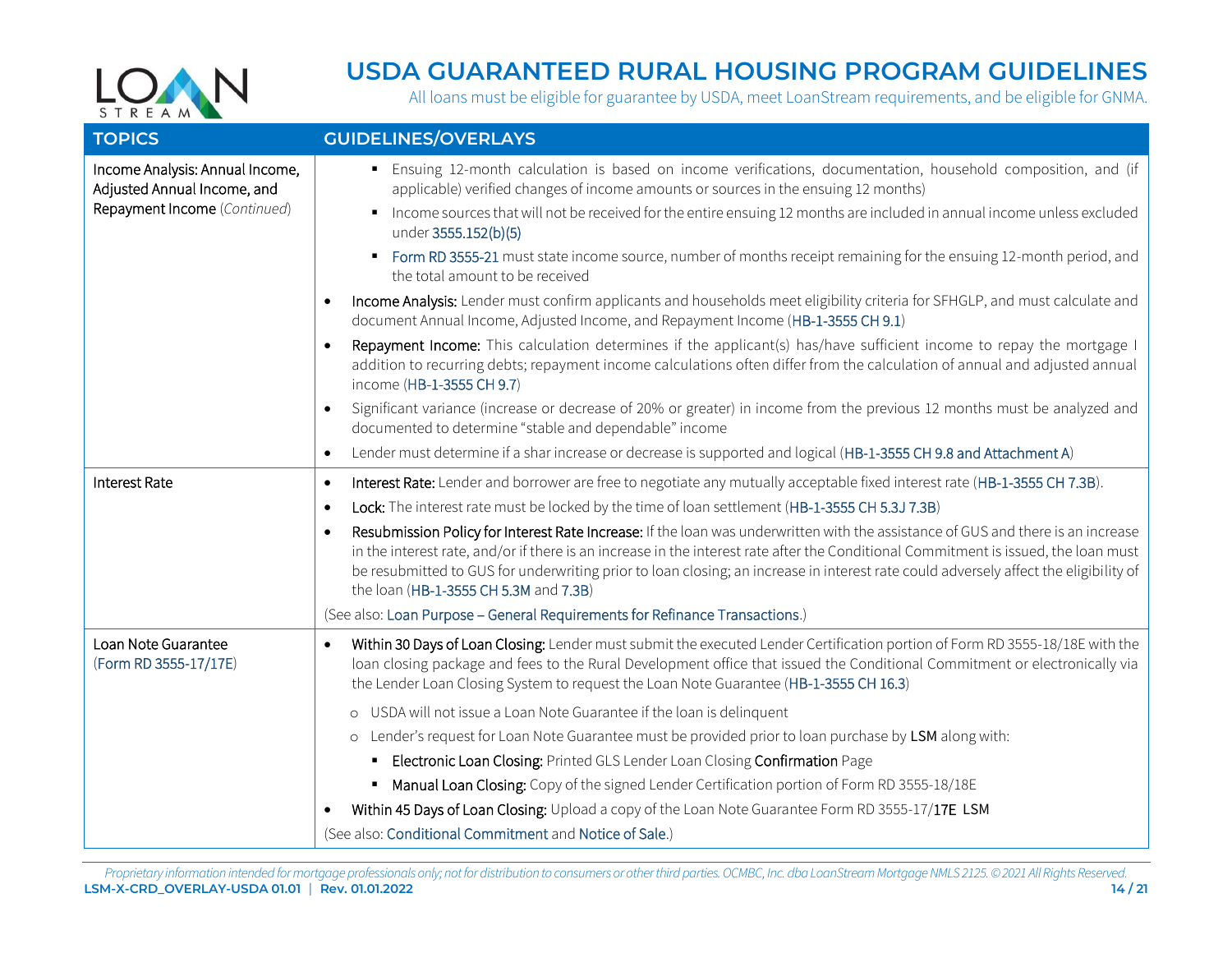| TOPICS | GUIDELINES/OVERLAYS |
|---|---|
| Income Analysis: Annual Income, Adjusted Annual Income, and Repayment Income *(Continued)* | ▪ Ensuing 12-month calculation is based on income verifications, documentation, household composition, and (if applicable) verified changes of income amounts or sources in the ensuing 12 months)<br>▪ Income sources that will not be received for the entire ensuing 12 months are included in annual income unless excluded under 3555.152(b)(5)<br>▪ Form RD 3555-21 must state income source, number of months receipt remaining for the ensuing 12-month period, and the total amount to be received<br>• **Income Analysis:** Lender must confirm applicants and households meet eligibility criteria for SFHGLP, and must calculate and document Annual Income, Adjusted Income, and Repayment Income (HB-1-3555 CH 9.1)<br>• **Repayment Income:** This calculation determines if the applicant(s) has/have sufficient income to repay the mortgage I addition to recurring debts; repayment income calculations often differ from the calculation of annual and adjusted annual income (HB-1-3555 CH 9.7)<br>• Significant variance (increase or decrease of 20% or greater) in income from the previous 12 months must be analyzed and documented to determine "stable and dependable" income<br>• Lender must determine if a shar increase or decrease is supported and logical (HB-1-3555 CH 9.8 and Attachment A) |
| Interest Rate | • **Interest Rate:** Lender and borrower are free to negotiate any mutually acceptable fixed interest rate (HB-1-3555 CH 7.3B).<br>• **Lock:** The interest rate must be locked by the time of loan settlement (HB-1-3555 CH 5.3J 7.3B)<br>• **Resubmission Policy for Interest Rate Increase:** If the loan was underwritten with the assistance of GUS and there is an increase in the interest rate, and/or if there is an increase in the interest rate after the Conditional Commitment is issued, the loan must be resubmitted to GUS for underwriting prior to loan closing; an increase in interest rate could adversely affect the eligibility of the loan (HB-1-3555 CH 5.3M and 7.3B)<br>(See also: Loan Purpose – General Requirements for Refinance Transactions.) |
| Loan Note Guarantee (Form RD 3555-17/17E) | • **Within 30 Days of Loan Closing:** Lender must submit the executed Lender Certification portion of Form RD 3555-18/18E with the loan closing package and fees to the Rural Development office that issued the Conditional Commitment or electronically via the Lender Loan Closing System to request the Loan Note Guarantee (HB-1-3555 CH 16.3)<br>○ USDA will not issue a Loan Note Guarantee if the loan is delinquent<br>○ Lender's request for Loan Note Guarantee must be provided prior to loan purchase by **LSM** along with:<br>▪ **Electronic Loan Closing:** Printed GLS Lender Loan Closing **Confirmation** Page<br>▪ **Manual Loan Closing:** Copy of the signed Lender Certification portion of Form RD 3555-18/18E<br>• **Within 45 Days of Loan Closing:** Upload a copy of the Loan Note Guarantee Form RD 3555-17/**17E** **LSM**<br>(See also: Conditional Commitment and Notice of Sale.) |

*Proprietary information intended for mortgage professionals only; not for distribution to consumers or other third parties. OCMBC, Inc. dba LoanStream Mortgage NMLS 2125. © 2021 All Rights Reserved.*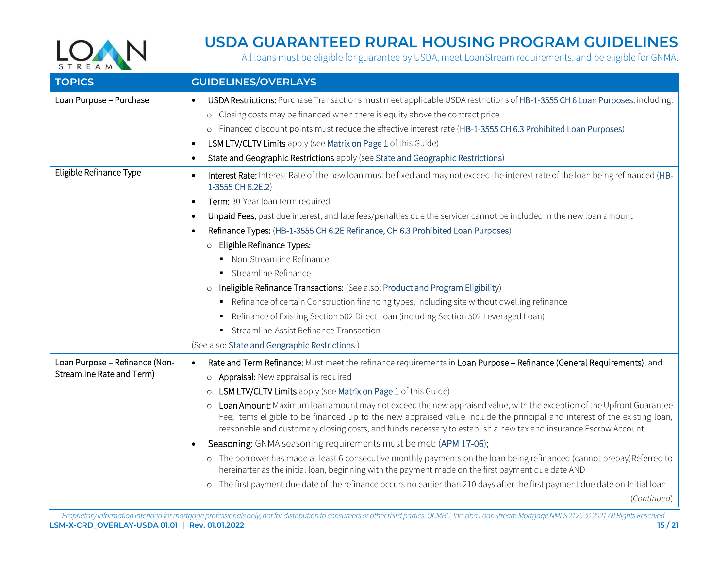# USDA GUARANTEED RURAL HOUSING PROGRAM GUIDELINES

All loans must be eligible for guarantee by USDA, meet LoanStream requirements, and be eligible for GNMA.

| TOPICS | GUIDELINES/OVERLAYS |
|---|---|
| Loan Purpose – Purchase | • **USDA Restrictions:** Purchase Transactions must meet applicable USDA restrictions of HB-1-3555 CH 6 Loan Purposes, including:<br>  ○ Closing costs may be financed when there is equity above the contract price<br>  ○ Financed discount points must reduce the effective interest rate (HB-1-3555 CH 6.3 Prohibited Loan Purposes)<br>• **LSM LTV/CLTV Limits** apply (see Matrix on Page 1 of this Guide)<br>• **State and Geographic Restrictions** apply (see State and Geographic Restrictions) |
| Eligible Refinance Type | • **Interest Rate:** Interest Rate of the new loan must be fixed and may not exceed the interest rate of the loan being refinanced (HB-1-3555 CH 6.2E.2)<br>• **Term:** 30-Year loan term required<br>• **Unpaid Fees**, past due interest, and late fees/penalties due the servicer cannot be included in the new loan amount<br>• **Refinance Types:** (HB-1-3555 CH 6.2E Refinance, CH 6.3 Prohibited Loan Purposes)<br>  ○ **Eligible Refinance Types:**<br>    ▪ Non-Streamline Refinance<br>    ▪ Streamline Refinance<br>  ○ **Ineligible Refinance Transactions:** (See also: Product and Program Eligibility)<br>    ▪ Refinance of certain Construction financing types, including site without dwelling refinance<br>    ▪ Refinance of Existing Section 502 Direct Loan (including Section 502 Leveraged Loan)<br>    ▪ Streamline-Assist Refinance Transaction<br>(See also: State and Geographic Restrictions.) |
| Loan Purpose – Refinance (Non-Streamline Rate and Term) | • **Rate and Term Refinance:** Must meet the refinance requirements in **Loan Purpose – Refinance (General Requirements)**; and:<br>  ○ **Appraisal:** New appraisal is required<br>  ○ **LSM LTV/CLTV Limits** apply (see Matrix on Page 1 of this Guide)<br>  ○ **Loan Amount:** Maximum loan amount may not exceed the new appraised value, with the exception of the Upfront Guarantee Fee; items eligible to be financed up to the new appraised value include the principal and interest of the existing loan, reasonable and customary closing costs, and funds necessary to establish a new tax and insurance Escrow Account<br>• **Seasoning:** GNMA seasoning requirements must be met: (APM 17-06);<br>  ○ The borrower has made at least 6 consecutive monthly payments on the loan being refinanced (cannot prepay)Referred to hereinafter as the initial loan, beginning with the payment made on the first payment due date AND<br>  ○ The first payment due date of the refinance occurs no earlier than 210 days after the first payment due date on Initial loan<br>*(Continued)* |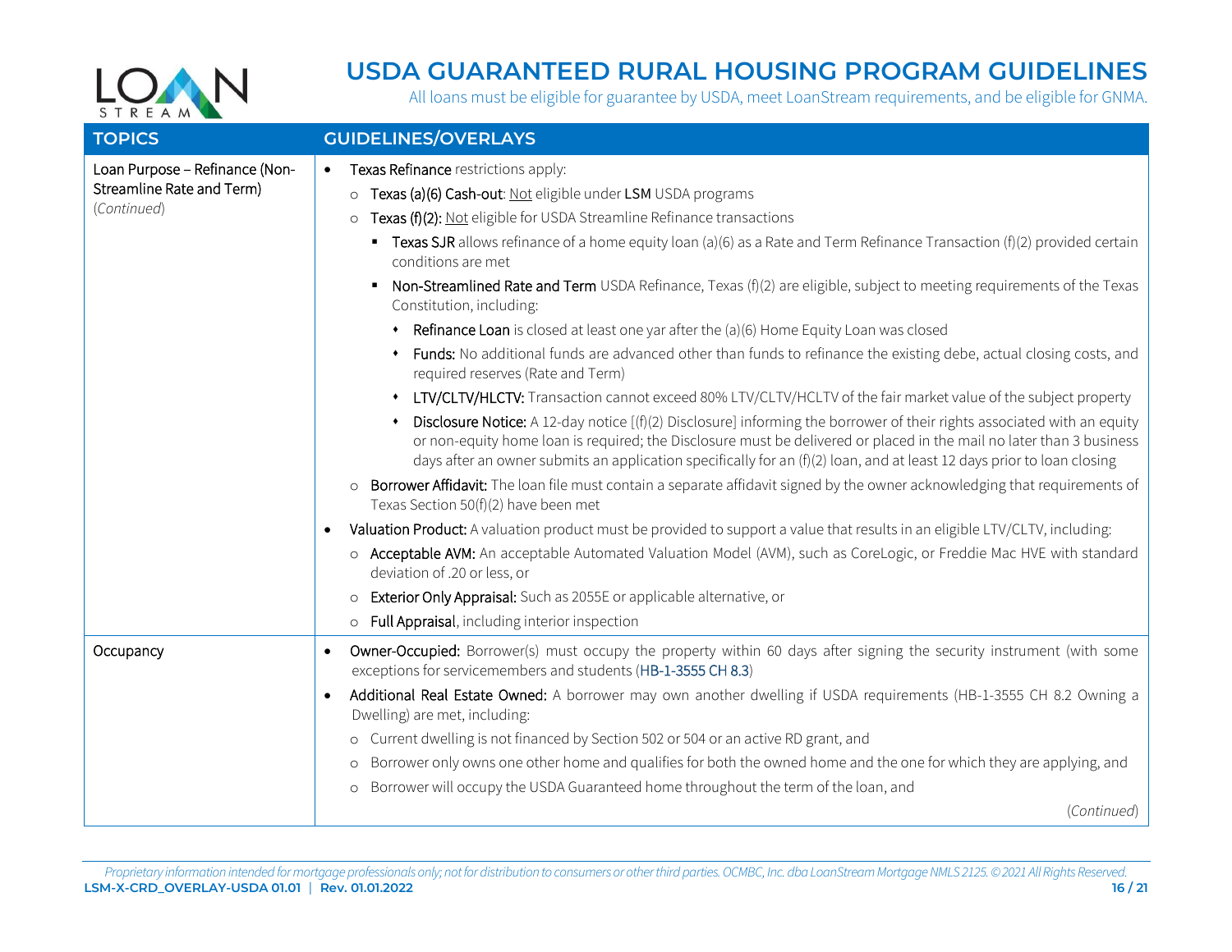# USDA GUARANTEED RURAL HOUSING PROGRAM GUIDELINES

All loans must be eligible for guarantee by USDA, meet LoanStream requirements, and be eligible for GNMA.

| TOPICS | GUIDELINES/OVERLAYS |
|---|---|
| Loan Purpose – Refinance (Non-Streamline Rate and Term) *(Continued)* | • **Texas Refinance** restrictions apply:<br>  ○ **Texas (a)(6) Cash-out**: Not eligible under **LSM** USDA programs<br>  ○ **Texas (f)(2):** Not eligible for USDA Streamline Refinance transactions<br>    ▪ **Texas SJR** allows refinance of a home equity loan (a)(6) as a Rate and Term Refinance Transaction (f)(2) provided certain conditions are met<br>    ▪ **Non-Streamlined Rate and Term** USDA Refinance, Texas (f)(2) are eligible, subject to meeting requirements of the Texas Constitution, including:<br>      ⬩ **Refinance Loan** is closed at least one yar after the (a)(6) Home Equity Loan was closed<br>      ⬩ **Funds:** No additional funds are advanced other than funds to refinance the existing debe, actual closing costs, and required reserves (Rate and Term)<br>      ⬩ **LTV/CLTV/HLCTV:** Transaction cannot exceed 80% LTV/CLTV/HCLTV of the fair market value of the subject property<br>      ⬩ **Disclosure Notice:** A 12-day notice [(f)(2) Disclosure] informing the borrower of their rights associated with an equity or non-equity home loan is required; the Disclosure must be delivered or placed in the mail no later than 3 business days after an owner submits an application specifically for an (f)(2) loan, and at least 12 days prior to loan closing<br>  ○ **Borrower Affidavit:** The loan file must contain a separate affidavit signed by the owner acknowledging that requirements of Texas Section 50(f)(2) have been met<br>• **Valuation Product:** A valuation product must be provided to support a value that results in an eligible LTV/CLTV, including:<br>  ○ **Acceptable AVM:** An acceptable Automated Valuation Model (AVM), such as CoreLogic, or Freddie Mac HVE with standard deviation of .20 or less, or<br>  ○ **Exterior Only Appraisal:** Such as 2055E or applicable alternative, or<br>  ○ **Full Appraisal**, including interior inspection |
| Occupancy | • **Owner-Occupied:** Borrower(s) must occupy the property within 60 days after signing the security instrument (with some exceptions for servicemembers and students (HB-1-3555 CH 8.3)<br>• **Additional Real Estate Owned:** A borrower may own another dwelling if USDA requirements (HB-1-3555 CH 8.2 Owning a Dwelling) are met, including:<br>  ○ Current dwelling is not financed by Section 502 or 504 or an active RD grant, and<br>  ○ Borrower only owns one other home and qualifies for both the owned home and the one for which they are applying, and<br>  ○ Borrower will occupy the USDA Guaranteed home throughout the term of the loan, and<br>*(Continued)* |

*Proprietary information intended for mortgage professionals only; not for distribution to consumers or other third parties. OCMBC, Inc. dba LoanStream Mortgage NMLS 2125. © 2021 All Rights Reserved.*
LSM-X-CRD_OVERLAY-USDA 01.01 | Rev. 01.01.2022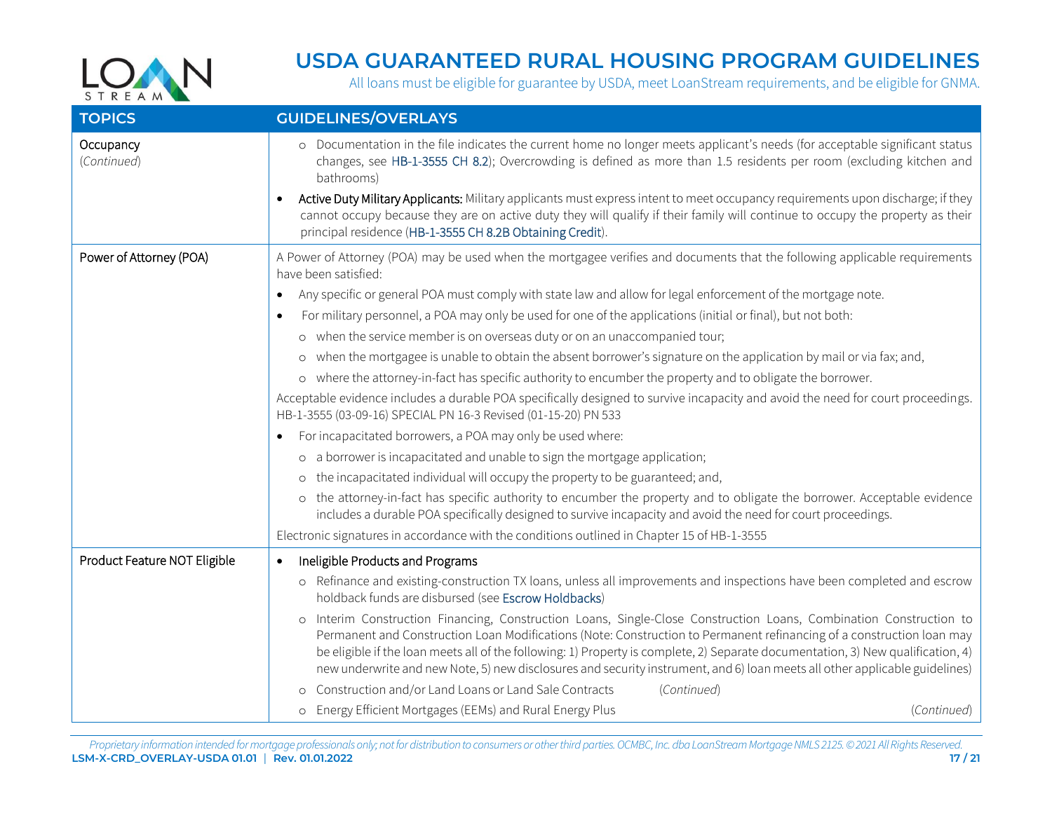# USDA GUARANTEED RURAL HOUSING PROGRAM GUIDELINES

All loans must be eligible for guarantee by USDA, meet LoanStream requirements, and be eligible for GNMA.

| TOPICS | GUIDELINES/OVERLAYS |
|---|---|
| Occupancy *(Continued)* | ○ Documentation in the file indicates the current home no longer meets applicant's needs (for acceptable significant status changes, see HB-1-3555 CH 8.2); Overcrowding is defined as more than 1.5 residents per room (excluding kitchen and bathrooms)<br>• Active Duty Military Applicants: Military applicants must express intent to meet occupancy requirements upon discharge; if they cannot occupy because they are on active duty they will qualify if their family will continue to occupy the property as their principal residence (HB-1-3555 CH 8.2B Obtaining Credit). |
| Power of Attorney (POA) | A Power of Attorney (POA) may be used when the mortgagee verifies and documents that the following applicable requirements have been satisfied:<br>• Any specific or general POA must comply with state law and allow for legal enforcement of the mortgage note.<br>• For military personnel, a POA may only be used for one of the applications (initial or final), but not both:<br>○ when the service member is on overseas duty or on an unaccompanied tour;<br>○ when the mortgagee is unable to obtain the absent borrower's signature on the application by mail or via fax; and,<br>○ where the attorney-in-fact has specific authority to encumber the property and to obligate the borrower.<br>Acceptable evidence includes a durable POA specifically designed to survive incapacity and avoid the need for court proceedings. HB-1-3555 (03-09-16) SPECIAL PN 16-3 Revised (01-15-20) PN 533<br>• For incapacitated borrowers, a POA may only be used where:<br>○ a borrower is incapacitated and unable to sign the mortgage application;<br>○ the incapacitated individual will occupy the property to be guaranteed; and,<br>○ the attorney-in-fact has specific authority to encumber the property and to obligate the borrower. Acceptable evidence includes a durable POA specifically designed to survive incapacity and avoid the need for court proceedings.<br>Electronic signatures in accordance with the conditions outlined in Chapter 15 of HB-1-3555 |
| Product Feature NOT Eligible | • Ineligible Products and Programs<br>○ Refinance and existing-construction TX loans, unless all improvements and inspections have been completed and escrow holdback funds are disbursed (see Escrow Holdbacks)<br>○ Interim Construction Financing, Construction Loans, Single-Close Construction Loans, Combination Construction to Permanent and Construction Loan Modifications (Note: Construction to Permanent refinancing of a construction loan may be eligible if the loan meets all of the following: 1) Property is complete, 2) Separate documentation, 3) New qualification, 4) new underwrite and new Note, 5) new disclosures and security instrument, and 6) loan meets all other applicable guidelines)<br>○ Construction and/or Land Loans or Land Sale Contracts *(Continued)*<br>○ Energy Efficient Mortgages (EEMs) and Rural Energy Plus *(Continued)* |

*Proprietary information intended for mortgage professionals only; not for distribution to consumers or other third parties. OCMBC, Inc. dba LoanStream Mortgage NMLS 2125. © 2021 All Rights Reserved.*

**LSM-X-CRD_OVERLAY-USDA 01.01 | Rev. 01.01.2022**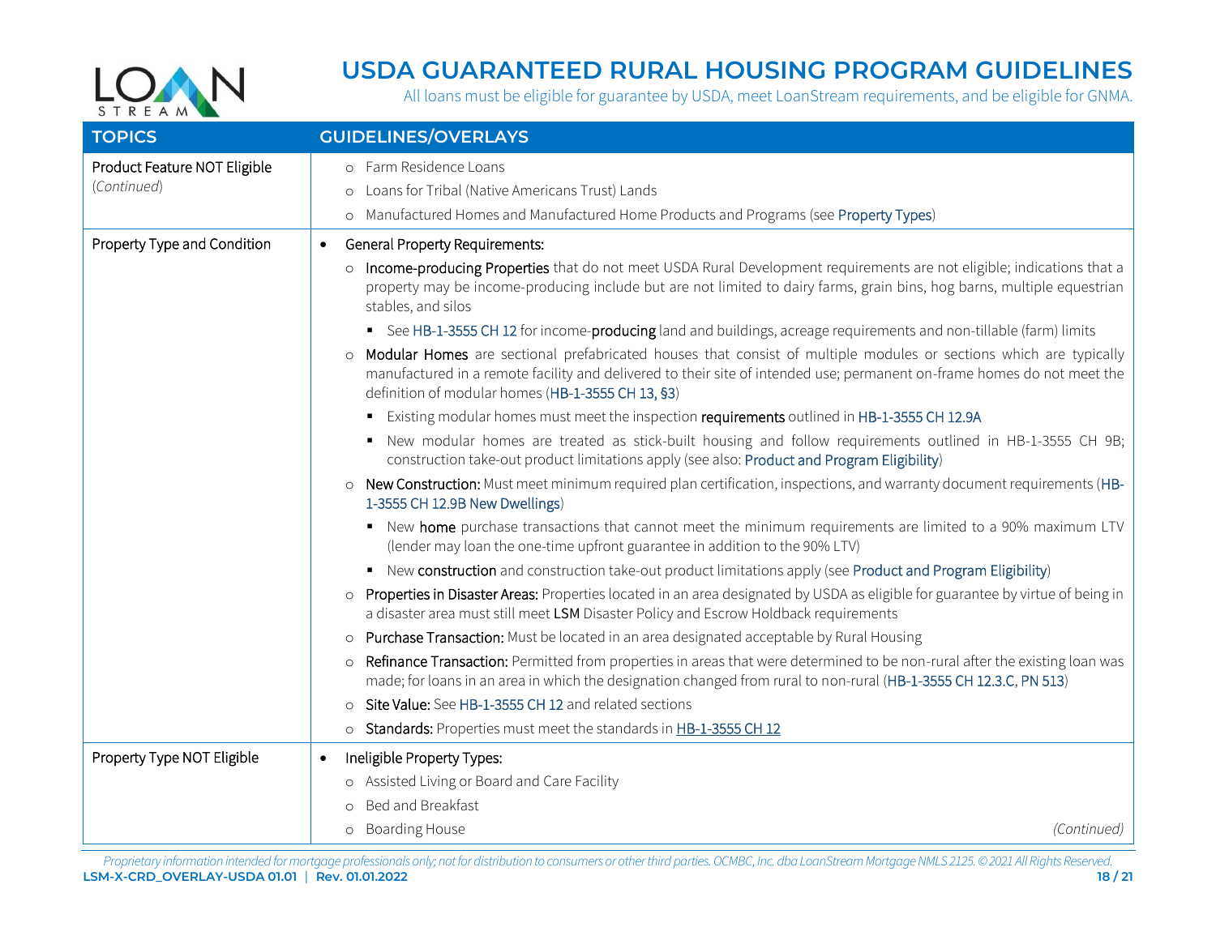# USDA GUARANTEED RURAL HOUSING PROGRAM GUIDELINES

All loans must be eligible for guarantee by USDA, meet LoanStream requirements, and be eligible for GNMA.

| TOPICS | GUIDELINES/OVERLAYS |
|---|---|
| Product Feature NOT Eligible *(Continued)* | ○ Farm Residence Loans<br>○ Loans for Tribal (Native Americans Trust) Lands<br>○ Manufactured Homes and Manufactured Home Products and Programs (see Property Types) |
| Property Type and Condition | • General Property Requirements:<br>○ Income-producing Properties that do not meet USDA Rural Development requirements are not eligible; indications that a property may be income-producing include but are not limited to dairy farms, grain bins, hog barns, multiple equestrian stables, and silos<br>▪ See HB-1-3555 CH 12 for income-producing land and buildings, acreage requirements and non-tillable (farm) limits<br>○ Modular Homes are sectional prefabricated houses that consist of multiple modules or sections which are typically manufactured in a remote facility and delivered to their site of intended use; permanent on-frame homes do not meet the definition of modular homes (HB-1-3555 CH 13, §3)<br>▪ Existing modular homes must meet the inspection requirements outlined in HB-1-3555 CH 12.9A<br>▪ New modular homes are treated as stick-built housing and follow requirements outlined in HB-1-3555 CH 9B; construction take-out product limitations apply (see also: Product and Program Eligibility)<br>○ New Construction: Must meet minimum required plan certification, inspections, and warranty document requirements (HB-1-3555 CH 12.9B New Dwellings)<br>▪ New home purchase transactions that cannot meet the minimum requirements are limited to a 90% maximum LTV (lender may loan the one-time upfront guarantee in addition to the 90% LTV)<br>▪ New construction and construction take-out product limitations apply (see Product and Program Eligibility)<br>○ Properties in Disaster Areas: Properties located in an area designated by USDA as eligible for guarantee by virtue of being in a disaster area must still meet LSM Disaster Policy and Escrow Holdback requirements<br>○ Purchase Transaction: Must be located in an area designated acceptable by Rural Housing<br>○ Refinance Transaction: Permitted from properties in areas that were determined to be non-rural after the existing loan was made; for loans in an area in which the designation changed from rural to non-rural (HB-1-3555 CH 12.3.C, PN 513)<br>○ Site Value: See HB-1-3555 CH 12 and related sections<br>○ Standards: Properties must meet the standards in HB-1-3555 CH 12 |
| Property Type NOT Eligible | • Ineligible Property Types:<br>○ Assisted Living or Board and Care Facility<br>○ Bed and Breakfast<br>○ Boarding House *(Continued)* |

*Proprietary information intended for mortgage professionals only; not for distribution to consumers or other third parties. OCMBC, Inc. dba LoanStream Mortgage NMLS 2125. © 2021 All Rights Reserved.*

LSM-X-CRD_OVERLAY-USDA 01.01 | Rev. 01.01.2022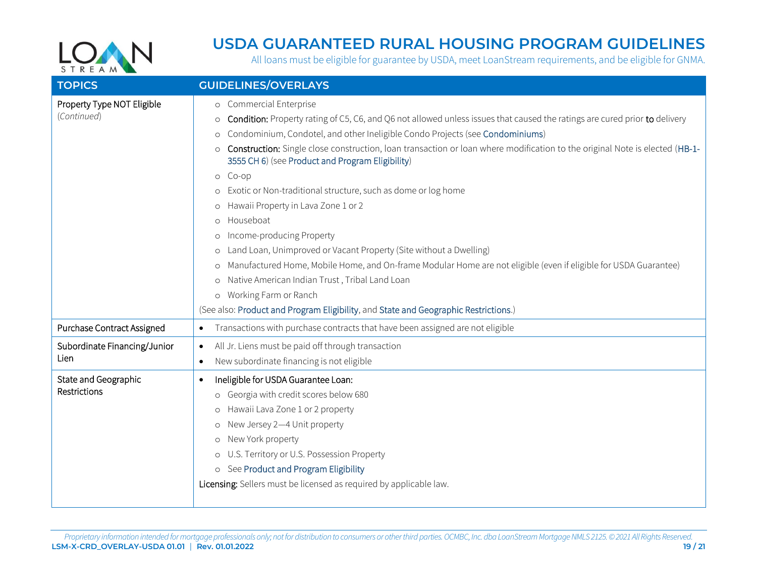# USDA GUARANTEED RURAL HOUSING PROGRAM GUIDELINES

All loans must be eligible for guarantee by USDA, meet LoanStream requirements, and be eligible for GNMA.

| TOPICS | GUIDELINES/OVERLAYS |
|---|---|
| Property Type NOT Eligible *(Continued)* | ○ Commercial Enterprise<br>○ **Condition:** Property rating of C5, C6, and Q6 not allowed unless issues that caused the ratings are cured prior **to** delivery<br>○ Condominium, Condotel, and other Ineligible Condo Projects (see Condominiums)<br>○ **Construction:** Single close construction, loan transaction or loan where modification to the original Note is elected (HB-1-3555 CH 6) (see Product and Program Eligibility)<br>○ Co-op<br>○ Exotic or Non-traditional structure, such as dome or log home<br>○ Hawaii Property in Lava Zone 1 or 2<br>○ Houseboat<br>○ Income-producing Property<br>○ Land Loan, Unimproved or Vacant Property (Site without a Dwelling)<br>○ Manufactured Home, Mobile Home, and On-frame Modular Home are not eligible (even if eligible for USDA Guarantee)<br>○ Native American Indian Trust , Tribal Land Loan<br>○ Working Farm or Ranch<br>(See also: Product and Program Eligibility, and State and Geographic Restrictions.) |
| Purchase Contract Assigned | • Transactions with purchase contracts that have been assigned are not eligible |
| Subordinate Financing/Junior Lien | • All Jr. Liens must be paid off through transaction<br>• New subordinate financing is not eligible |
| State and Geographic Restrictions | • Ineligible for USDA Guarantee Loan:<br>○ Georgia with credit scores below 680<br>○ Hawaii Lava Zone 1 or 2 property<br>○ New Jersey 2—4 Unit property<br>○ New York property<br>○ U.S. Territory or U.S. Possession Property<br>○ See Product and Program Eligibility<br>**Licensing:** Sellers must be licensed as required by applicable law. |

*Proprietary information intended for mortgage professionals only; not for distribution to consumers or other third parties. OCMBC, Inc. dba LoanStream Mortgage NMLS 2125. © 2021 All Rights Reserved.*

**LSM-X-CRD_OVERLAY-USDA 01.01 | Rev. 01.01.2022**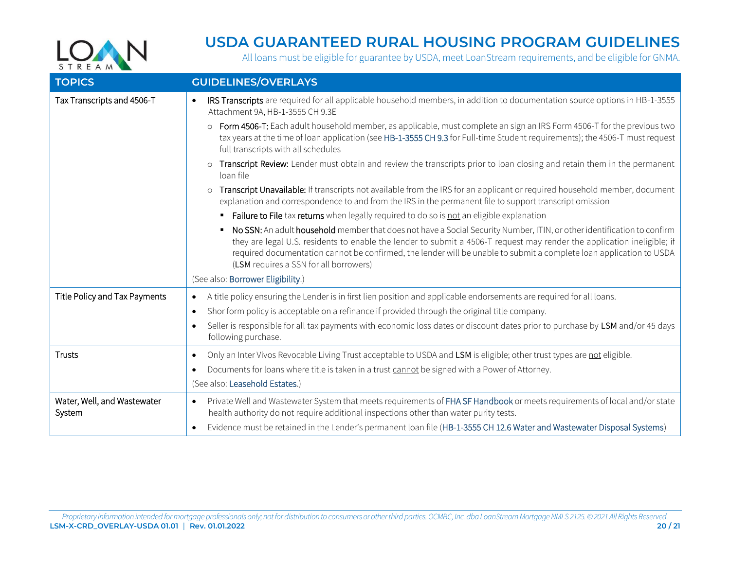| TOPICS | GUIDELINES/OVERLAYS |
|---|---|
| Tax Transcripts and 4506-T | • **IRS Transcripts** are required for all applicable household members, in addition to documentation source options in HB-1-3555 Attachment 9A, HB-1-3555 CH 9.3E<br>  ○ **Form 4506-T:** Each adult household member, as applicable, must complete an sign an IRS Form 4506-T for the previous two tax years at the time of loan application (see HB-1-3555 CH 9.3 for Full-time Student requirements); the 4506-T must request full transcripts with all schedules<br>  ○ **Transcript Review:** Lender must obtain and review the transcripts prior to loan closing and retain them in the permanent loan file<br>  ○ **Transcript Unavailable:** If transcripts not available from the IRS for an applicant or required household member, document explanation and correspondence to and from the IRS in the permanent file to support transcript omission<br>    ▪ **Failure to File** tax **returns** when legally required to do so is <u>not</u> an eligible explanation<br>    ▪ **No SSN:** An adult **household** member that does not have a Social Security Number, ITIN, or other identification to confirm they are legal U.S. residents to enable the lender to submit a 4506-T request may render the application ineligible; if required documentation cannot be confirmed, the lender will be unable to submit a complete loan application to USDA (**LSM** requires a SSN for all borrowers)<br>(See also: Borrower Eligibility.) |
| Title Policy and Tax Payments | • A title policy ensuring the Lender is in first lien position and applicable endorsements are required for all loans.<br>• Shor form policy is acceptable on a refinance if provided through the original title company.<br>• Seller is responsible for all tax payments with economic loss dates or discount dates prior to purchase by **LSM** and/or 45 days following purchase. |
| Trusts | • Only an Inter Vivos Revocable Living Trust acceptable to USDA and **LSM** is eligible; other trust types are <u>not</u> eligible.<br>• Documents for loans where title is taken in a trust <u>cannot</u> be signed with a Power of Attorney.<br>(See also: Leasehold Estates.) |
| Water, Well, and Wastewater System | • Private Well and Wastewater System that meets requirements of FHA SF Handbook or meets requirements of local and/or state health authority do not require additional inspections other than water purity tests.<br>• Evidence must be retained in the Lender's permanent loan file (HB-1-3555 CH 12.6 Water and Wastewater Disposal Systems) |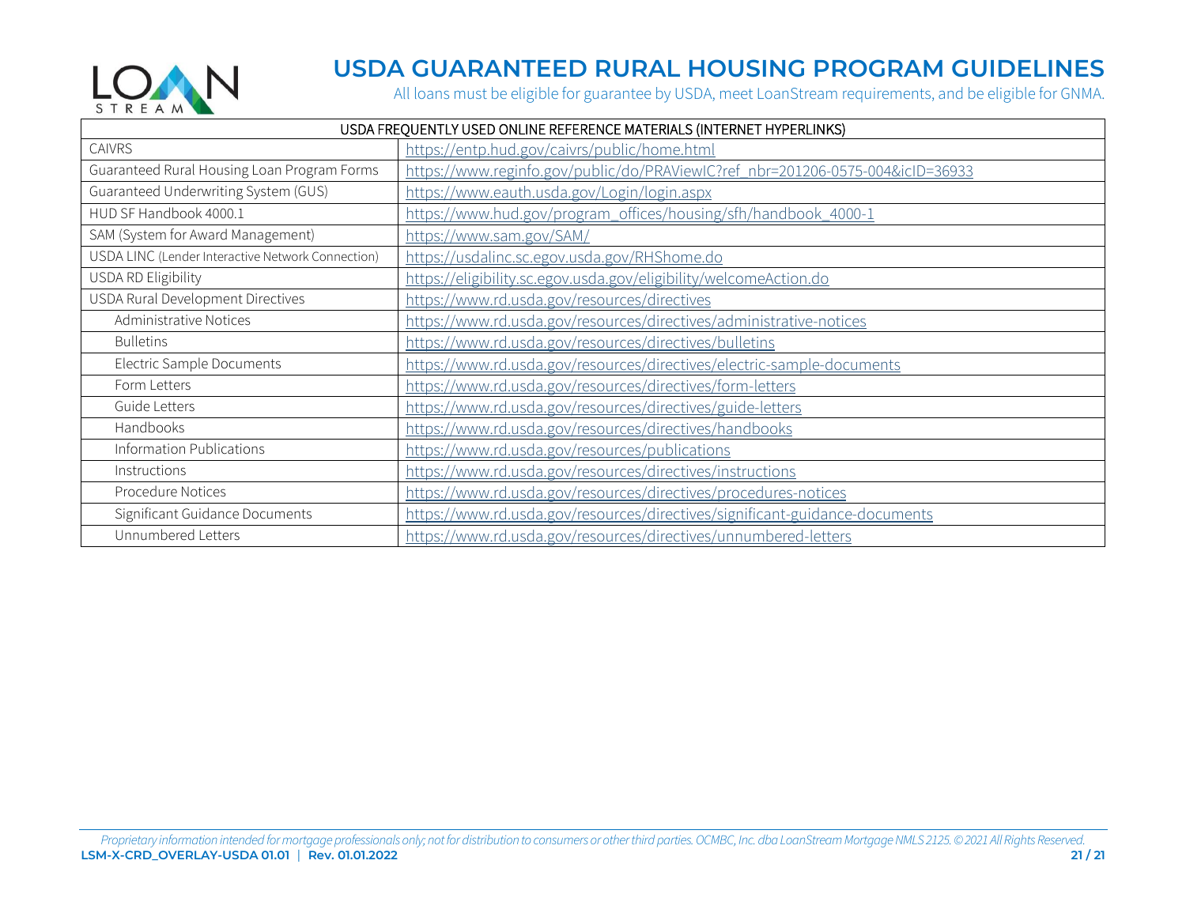| USDA FREQUENTLY USED ONLINE REFERENCE MATERIALS (INTERNET HYPERLINKS) | |
|---|---|
| CAIVRS | https://entp.hud.gov/caivrs/public/home.html |
| Guaranteed Rural Housing Loan Program Forms | https://www.reginfo.gov/public/do/PRAViewIC?ref_nbr=201206-0575-004&icID=36933 |
| Guaranteed Underwriting System (GUS) | https://www.eauth.usda.gov/Login/login.aspx |
| HUD SF Handbook 4000.1 | https://www.hud.gov/program_offices/housing/sfh/handbook_4000-1 |
| SAM (System for Award Management) | https://www.sam.gov/SAM/ |
| USDA LINC (Lender Interactive Network Connection) | https://usdalinc.sc.egov.usda.gov/RHShome.do |
| USDA RD Eligibility | https://eligibility.sc.egov.usda.gov/eligibility/welcomeAction.do |
| USDA Rural Development Directives | https://www.rd.usda.gov/resources/directives |
| Administrative Notices | https://www.rd.usda.gov/resources/directives/administrative-notices |
| Bulletins | https://www.rd.usda.gov/resources/directives/bulletins |
| Electric Sample Documents | https://www.rd.usda.gov/resources/directives/electric-sample-documents |
| Form Letters | https://www.rd.usda.gov/resources/directives/form-letters |
| Guide Letters | https://www.rd.usda.gov/resources/directives/guide-letters |
| Handbooks | https://www.rd.usda.gov/resources/directives/handbooks |
| Information Publications | https://www.rd.usda.gov/resources/publications |
| Instructions | https://www.rd.usda.gov/resources/directives/instructions |
| Procedure Notices | https://www.rd.usda.gov/resources/directives/procedures-notices |
| Significant Guidance Documents | https://www.rd.usda.gov/resources/directives/significant-guidance-documents |
| Unnumbered Letters | https://www.rd.usda.gov/resources/directives/unnumbered-letters |